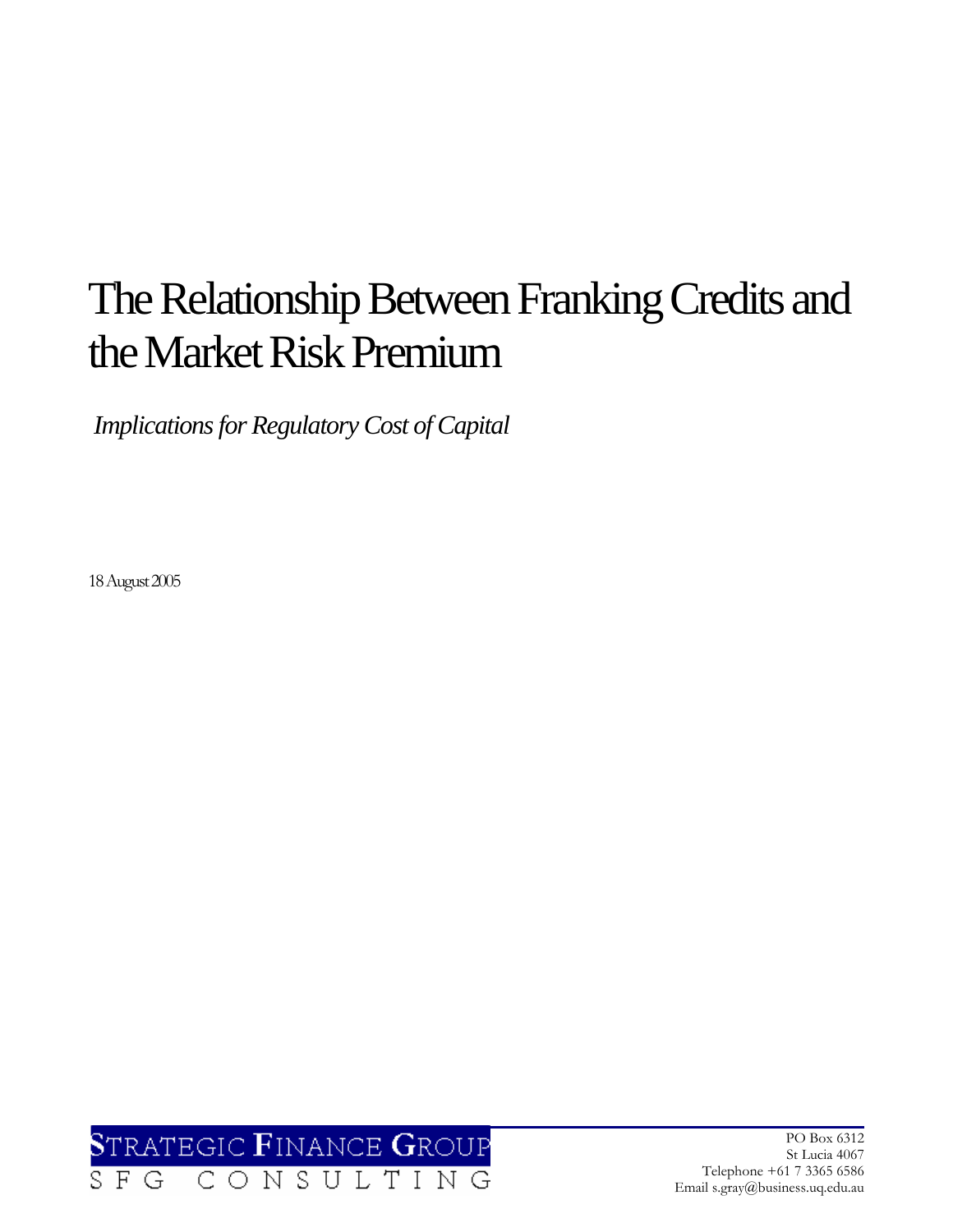# The Relationship Between Franking Credits and the Market Risk Premium

*Implications for Regulatory Cost of Capital*

18 August 2005

STRATEGIC FINANCE GROUP
SFG CONSULTING

PO Box 6312
St Lucia 4067
Telephone +61 7 3365 6586
Email s.gray@business.uq.edu.au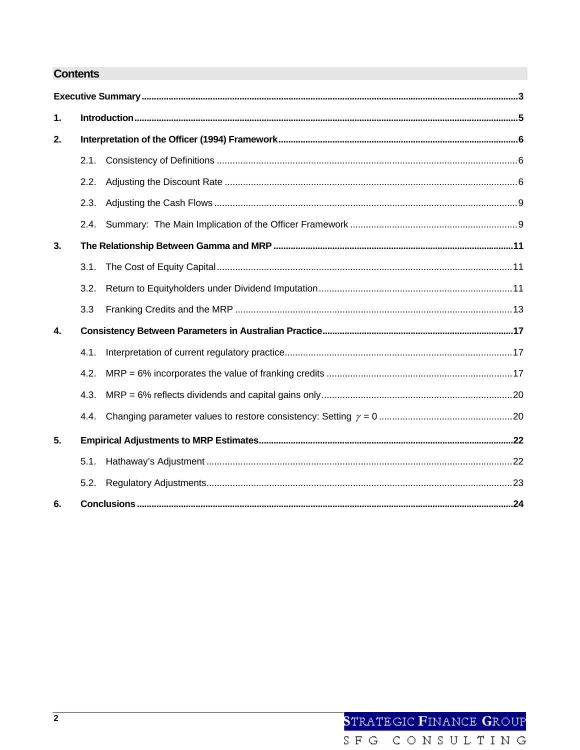## Contents

**Executive Summary** .......... **3**

**1. Introduction** .......... **5**

**2. Interpretation of the Officer (1994) Framework** .......... **6**

- 2.1. Consistency of Definitions .......... 6
- 2.2. Adjusting the Discount Rate .......... 6
- 2.3. Adjusting the Cash Flows .......... 9
- 2.4. Summary: The Main Implication of the Officer Framework .......... 9

**3. The Relationship Between Gamma and MRP** .......... **11**

- 3.1. The Cost of Equity Capital .......... 11
- 3.2. Return to Equityholders under Dividend Imputation .......... 11
- 3.3 Franking Credits and the MRP .......... 13

**4. Consistency Between Parameters in Australian Practice** .......... **17**

- 4.1. Interpretation of current regulatory practice .......... 17
- 4.2. MRP = 6% incorporates the value of franking credits .......... 17
- 4.3. MRP = 6% reflects dividends and capital gains only .......... 20
- 4.4. Changing parameter values to restore consistency: Setting $\gamma = 0$ .......... 20

**5. Empirical Adjustments to MRP Estimates** .......... **22**

- 5.1. Hathaway's Adjustment .......... 22
- 5.2. Regulatory Adjustments .......... 23

**6. Conclusions** .......... **24**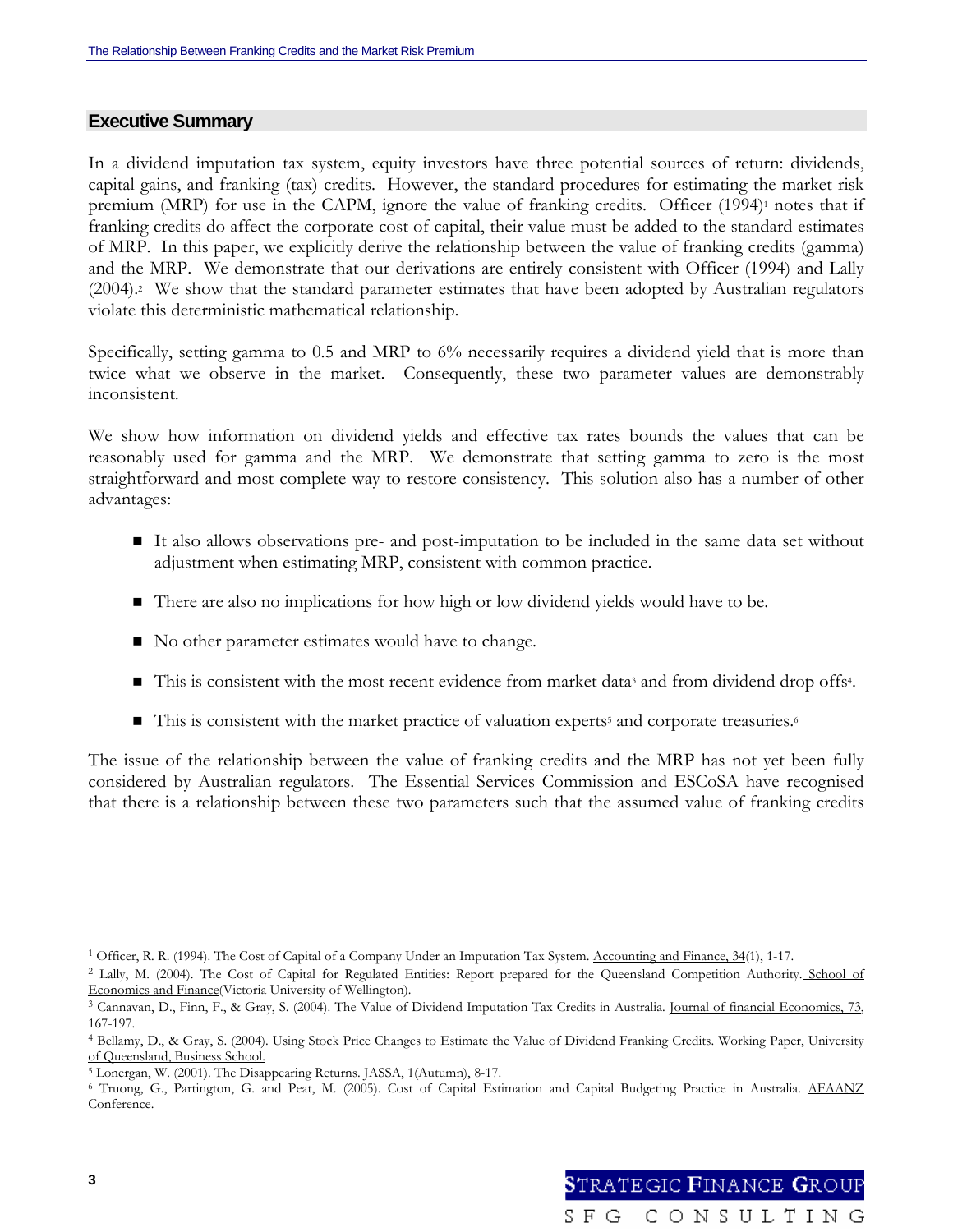## Executive Summary

In a dividend imputation tax system, equity investors have three potential sources of return: dividends, capital gains, and franking (tax) credits. However, the standard procedures for estimating the market risk premium (MRP) for use in the CAPM, ignore the value of franking credits. Officer (1994)[1] notes that if franking credits do affect the corporate cost of capital, their value must be added to the standard estimates of MRP. In this paper, we explicitly derive the relationship between the value of franking credits (gamma) and the MRP. We demonstrate that our derivations are entirely consistent with Officer (1994) and Lally (2004).[2] We show that the standard parameter estimates that have been adopted by Australian regulators violate this deterministic mathematical relationship.

Specifically, setting gamma to 0.5 and MRP to 6% necessarily requires a dividend yield that is more than twice what we observe in the market. Consequently, these two parameter values are demonstrably inconsistent.

We show how information on dividend yields and effective tax rates bounds the values that can be reasonably used for gamma and the MRP. We demonstrate that setting gamma to zero is the most straightforward and most complete way to restore consistency. This solution also has a number of other advantages:

- It also allows observations pre- and post-imputation to be included in the same data set without adjustment when estimating MRP, consistent with common practice.
- There are also no implications for how high or low dividend yields would have to be.
- No other parameter estimates would have to change.
- This is consistent with the most recent evidence from market data[3] and from dividend drop offs[4].
- This is consistent with the market practice of valuation experts[5] and corporate treasuries.[6]

The issue of the relationship between the value of franking credits and the MRP has not yet been fully considered by Australian regulators. The Essential Services Commission and ESCoSA have recognised that there is a relationship between these two parameters such that the assumed value of franking credits

---

[1] Officer, R. R. (1994). The Cost of Capital of a Company Under an Imputation Tax System. Accounting and Finance, 34(1), 1-17.

[2] Lally, M. (2004). The Cost of Capital for Regulated Entities: Report prepared for the Queensland Competition Authority. School of Economics and Finance(Victoria University of Wellington).

[3] Cannavan, D., Finn, F., & Gray, S. (2004). The Value of Dividend Imputation Tax Credits in Australia. Journal of financial Economics, 73, 167-197.

[4] Bellamy, D., & Gray, S. (2004). Using Stock Price Changes to Estimate the Value of Dividend Franking Credits. Working Paper, University of Queensland, Business School.

[5] Lonergan, W. (2001). The Disappearing Returns. JASSA, 1(Autumn), 8-17.

[6] Truong, G., Partington, G. and Peat, M. (2005). Cost of Capital Estimation and Capital Budgeting Practice in Australia. AFAANZ Conference.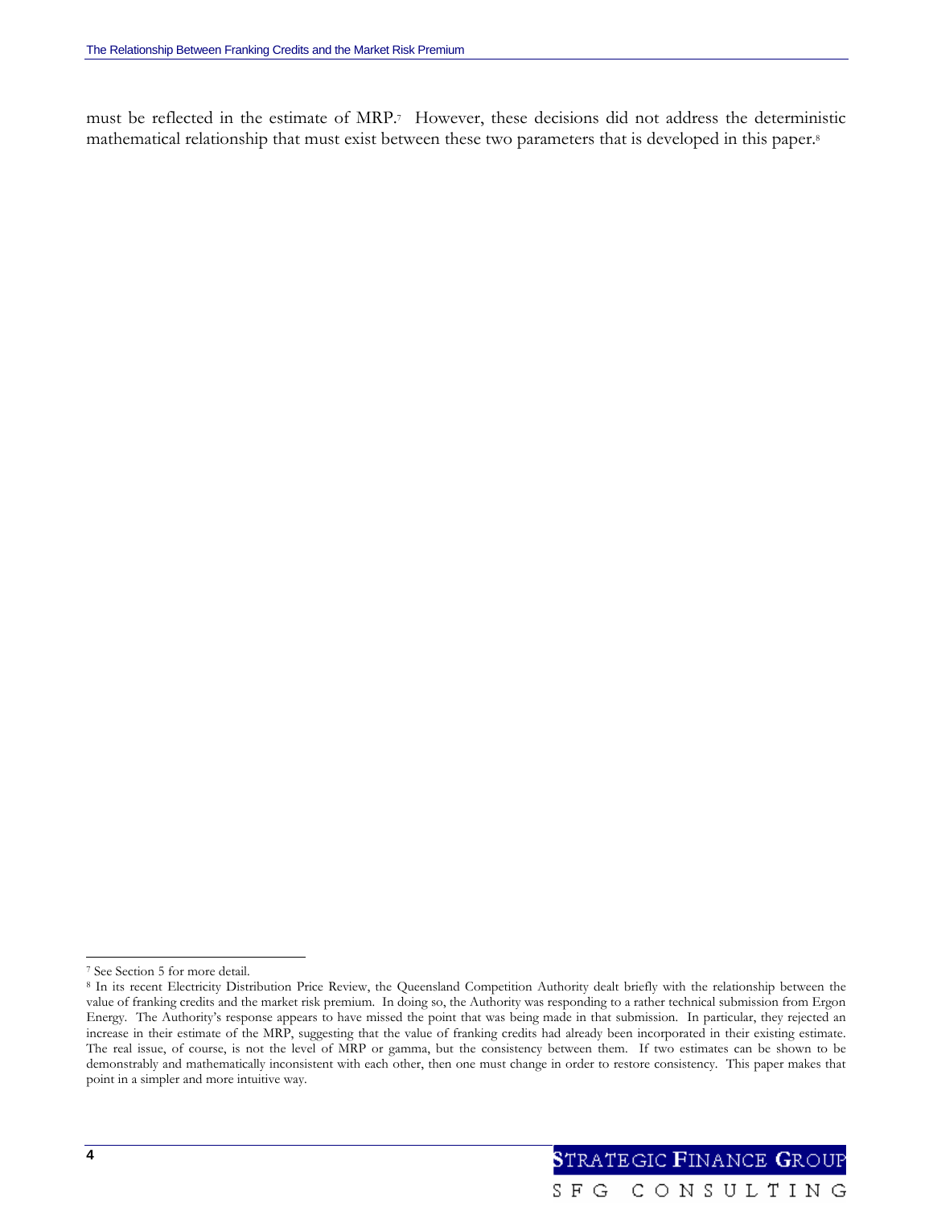must be reflected in the estimate of MRP.[7] However, these decisions did not address the deterministic mathematical relationship that must exist between these two parameters that is developed in this paper.[8]

---

[7] See Section 5 for more detail.

[8] In its recent Electricity Distribution Price Review, the Queensland Competition Authority dealt briefly with the relationship between the value of franking credits and the market risk premium. In doing so, the Authority was responding to a rather technical submission from Ergon Energy. The Authority's response appears to have missed the point that was being made in that submission. In particular, they rejected an increase in their estimate of the MRP, suggesting that the value of franking credits had already been incorporated in their existing estimate. The real issue, of course, is not the level of MRP or gamma, but the consistency between them. If two estimates can be shown to be demonstrably and mathematically inconsistent with each other, then one must change in order to restore consistency. This paper makes that point in a simpler and more intuitive way.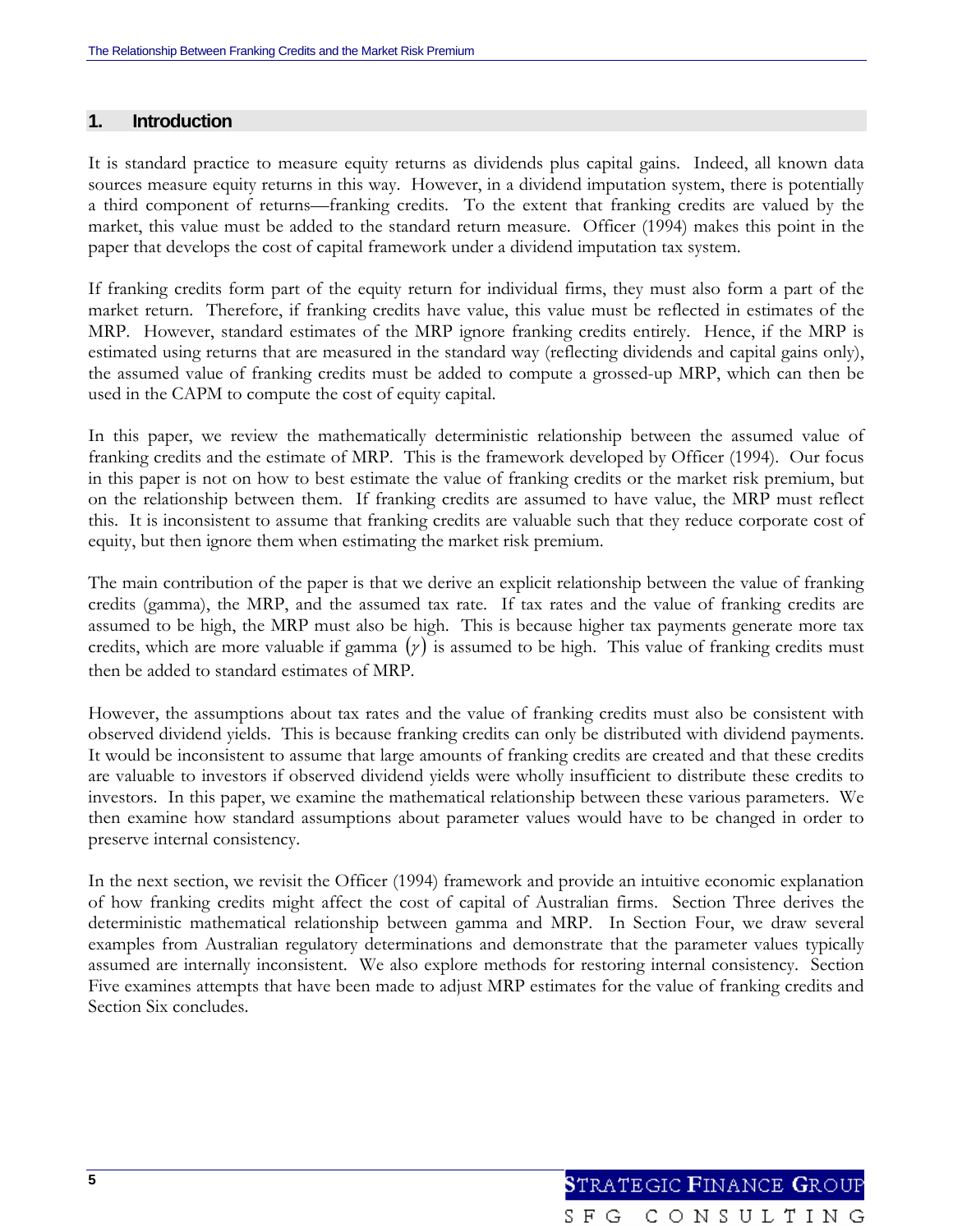## 1. Introduction

It is standard practice to measure equity returns as dividends plus capital gains. Indeed, all known data sources measure equity returns in this way. However, in a dividend imputation system, there is potentially a third component of returns—franking credits. To the extent that franking credits are valued by the market, this value must be added to the standard return measure. Officer (1994) makes this point in the paper that develops the cost of capital framework under a dividend imputation tax system.

If franking credits form part of the equity return for individual firms, they must also form a part of the market return. Therefore, if franking credits have value, this value must be reflected in estimates of the MRP. However, standard estimates of the MRP ignore franking credits entirely. Hence, if the MRP is estimated using returns that are measured in the standard way (reflecting dividends and capital gains only), the assumed value of franking credits must be added to compute a grossed-up MRP, which can then be used in the CAPM to compute the cost of equity capital.

In this paper, we review the mathematically deterministic relationship between the assumed value of franking credits and the estimate of MRP. This is the framework developed by Officer (1994). Our focus in this paper is not on how to best estimate the value of franking credits or the market risk premium, but on the relationship between them. If franking credits are assumed to have value, the MRP must reflect this. It is inconsistent to assume that franking credits are valuable such that they reduce corporate cost of equity, but then ignore them when estimating the market risk premium.

The main contribution of the paper is that we derive an explicit relationship between the value of franking credits (gamma), the MRP, and the assumed tax rate. If tax rates and the value of franking credits are assumed to be high, the MRP must also be high. This is because higher tax payments generate more tax credits, which are more valuable if gamma $(\gamma)$ is assumed to be high. This value of franking credits must then be added to standard estimates of MRP.

However, the assumptions about tax rates and the value of franking credits must also be consistent with observed dividend yields. This is because franking credits can only be distributed with dividend payments. It would be inconsistent to assume that large amounts of franking credits are created and that these credits are valuable to investors if observed dividend yields were wholly insufficient to distribute these credits to investors. In this paper, we examine the mathematical relationship between these various parameters. We then examine how standard assumptions about parameter values would have to be changed in order to preserve internal consistency.

In the next section, we revisit the Officer (1994) framework and provide an intuitive economic explanation of how franking credits might affect the cost of capital of Australian firms. Section Three derives the deterministic mathematical relationship between gamma and MRP. In Section Four, we draw several examples from Australian regulatory determinations and demonstrate that the parameter values typically assumed are internally inconsistent. We also explore methods for restoring internal consistency. Section Five examines attempts that have been made to adjust MRP estimates for the value of franking credits and Section Six concludes.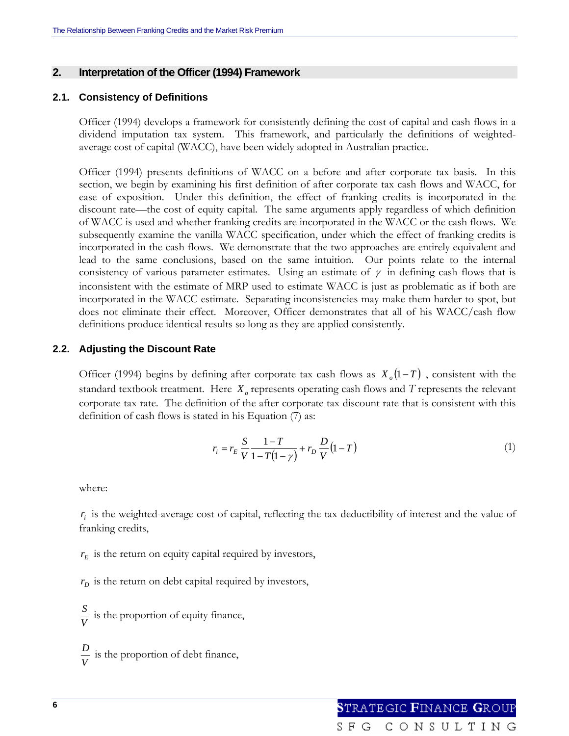## 2. Interpretation of the Officer (1994) Framework

### 2.1. Consistency of Definitions

Officer (1994) develops a framework for consistently defining the cost of capital and cash flows in a dividend imputation tax system. This framework, and particularly the definitions of weighted-average cost of capital (WACC), have been widely adopted in Australian practice.

Officer (1994) presents definitions of WACC on a before and after corporate tax basis. In this section, we begin by examining his first definition of after corporate tax cash flows and WACC, for ease of exposition. Under this definition, the effect of franking credits is incorporated in the discount rate—the cost of equity capital. The same arguments apply regardless of which definition of WACC is used and whether franking credits are incorporated in the WACC or the cash flows. We subsequently examine the vanilla WACC specification, under which the effect of franking credits is incorporated in the cash flows. We demonstrate that the two approaches are entirely equivalent and lead to the same conclusions, based on the same intuition. Our points relate to the internal consistency of various parameter estimates. Using an estimate of $\gamma$ in defining cash flows that is inconsistent with the estimate of MRP used to estimate WACC is just as problematic as if both are incorporated in the WACC estimate. Separating inconsistencies may make them harder to spot, but does not eliminate their effect. Moreover, Officer demonstrates that all of his WACC/cash flow definitions produce identical results so long as they are applied consistently.

### 2.2. Adjusting the Discount Rate

Officer (1994) begins by defining after corporate tax cash flows as $X_o(1-T)$, consistent with the standard textbook treatment. Here $X_o$ represents operating cash flows and $T$ represents the relevant corporate tax rate. The definition of the after corporate tax discount rate that is consistent with this definition of cash flows is stated in his Equation (7) as:

$$r_i = r_E \frac{S}{V} \frac{1-T}{1-T(1-\gamma)} + r_D \frac{D}{V}(1-T) \tag{1}$$

where:

$r_i$ is the weighted-average cost of capital, reflecting the tax deductibility of interest and the value of franking credits,

$r_E$ is the return on equity capital required by investors,

$r_D$ is the return on debt capital required by investors,

$\frac{S}{V}$ is the proportion of equity finance,

$\frac{D}{V}$ is the proportion of debt finance,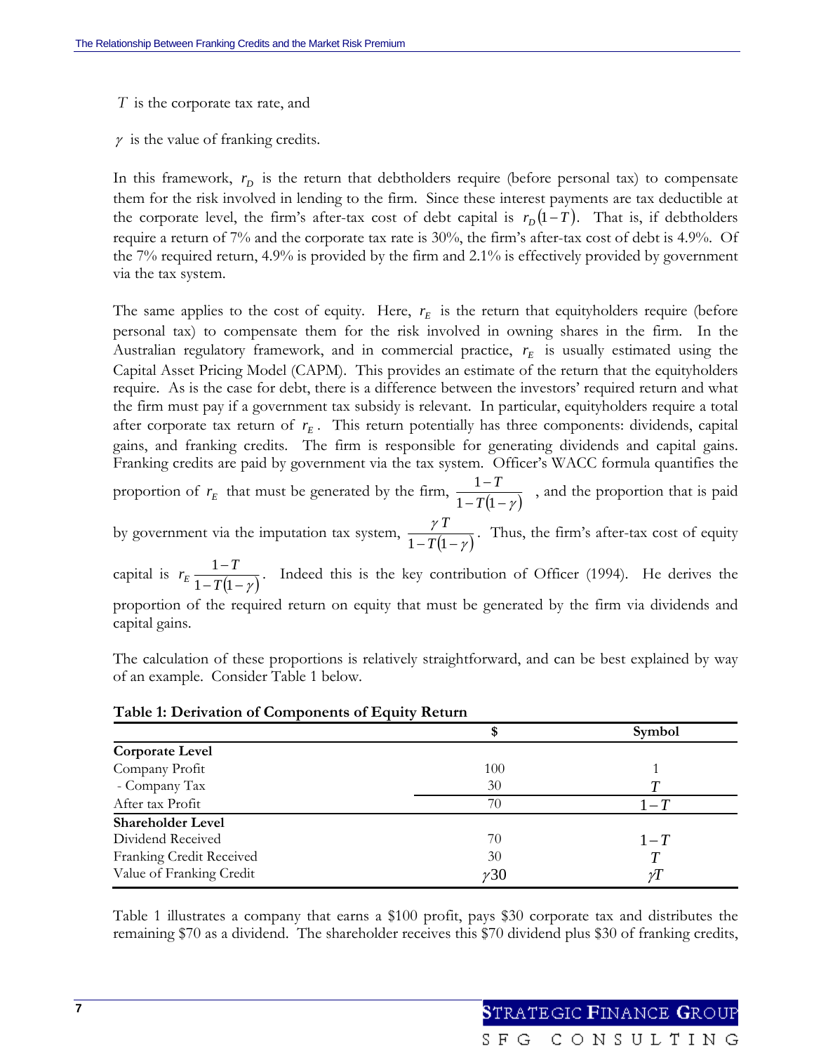$T$ is the corporate tax rate, and

$\gamma$ is the value of franking credits.

In this framework, $r_D$ is the return that debtholders require (before personal tax) to compensate them for the risk involved in lending to the firm. Since these interest payments are tax deductible at the corporate level, the firm's after-tax cost of debt capital is $r_D(1-T)$. That is, if debtholders require a return of 7% and the corporate tax rate is 30%, the firm's after-tax cost of debt is 4.9%. Of the 7% required return, 4.9% is provided by the firm and 2.1% is effectively provided by government via the tax system.

The same applies to the cost of equity. Here, $r_E$ is the return that equityholders require (before personal tax) to compensate them for the risk involved in owning shares in the firm. In the Australian regulatory framework, and in commercial practice, $r_E$ is usually estimated using the Capital Asset Pricing Model (CAPM). This provides an estimate of the return that the equityholders require. As is the case for debt, there is a difference between the investors' required return and what the firm must pay if a government tax subsidy is relevant. In particular, equityholders require a total after corporate tax return of $r_E$. This return potentially has three components: dividends, capital gains, and franking credits. The firm is responsible for generating dividends and capital gains. Franking credits are paid by government via the tax system. Officer's WACC formula quantifies the proportion of $r_E$ that must be generated by the firm, $\frac{1-T}{1-T(1-\gamma)}$, and the proportion that is paid by government via the imputation tax system, $\frac{\gamma T}{1-T(1-\gamma)}$. Thus, the firm's after-tax cost of equity capital is $r_E \frac{1-T}{1-T(1-\gamma)}$. Indeed this is the key contribution of Officer (1994). He derives the proportion of the required return on equity that must be generated by the firm via dividends and capital gains.

The calculation of these proportions is relatively straightforward, and can be best explained by way of an example. Consider Table 1 below.

**Table 1: Derivation of Components of Equity Return**

| | $ | Symbol |
|---|---|---|
| **Corporate Level** | | |
| Company Profit | 100 | 1 |
| - Company Tax | 30 | $T$ |
| After tax Profit | 70 | $1-T$ |
| **Shareholder Level** | | |
| Dividend Received | 70 | $1-T$ |
| Franking Credit Received | 30 | $T$ |
| Value of Franking Credit | $\gamma 30$ | $\gamma T$ |

Table 1 illustrates a company that earns a $100 profit, pays $30 corporate tax and distributes the remaining $70 as a dividend. The shareholder receives this $70 dividend plus $30 of franking credits,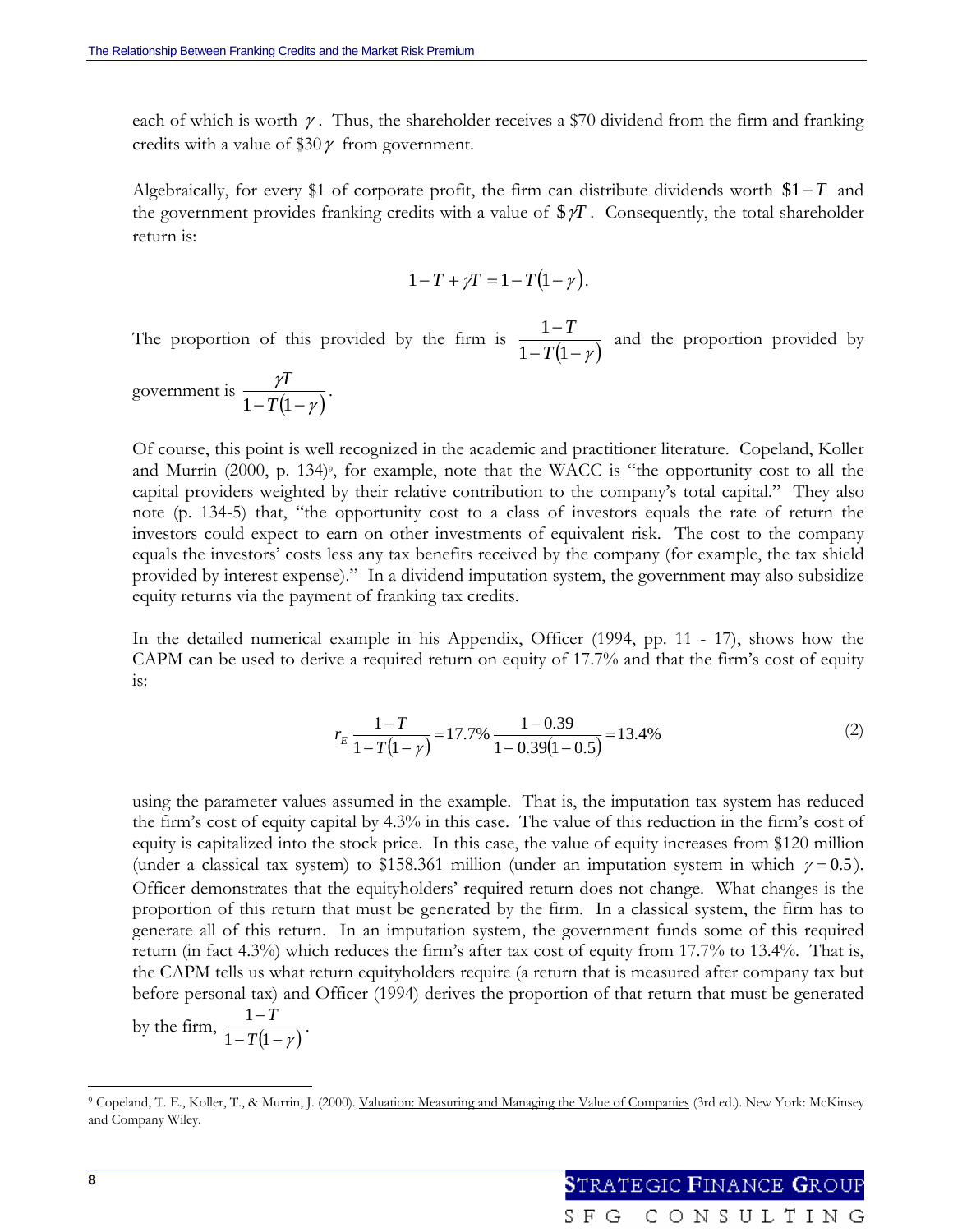each of which is worth $\gamma$. Thus, the shareholder receives a \$70 dividend from the firm and franking credits with a value of \$30$\gamma$ from government.

Algebraically, for every \$1 of corporate profit, the firm can distribute dividends worth $\$1-T$ and the government provides franking credits with a value of $\$\gamma T$. Consequently, the total shareholder return is:

$$1-T+\gamma T=1-T(1-\gamma).$$

The proportion of this provided by the firm is $\frac{1-T}{1-T(1-\gamma)}$ and the proportion provided by government is $\frac{\gamma T}{1-T(1-\gamma)}$.

Of course, this point is well recognized in the academic and practitioner literature. Copeland, Koller and Murrin (2000, p. 134)[9], for example, note that the WACC is "the opportunity cost to all the capital providers weighted by their relative contribution to the company's total capital." They also note (p. 134-5) that, "the opportunity cost to a class of investors equals the rate of return the investors could expect to earn on other investments of equivalent risk. The cost to the company equals the investors' costs less any tax benefits received by the company (for example, the tax shield provided by interest expense)." In a dividend imputation system, the government may also subsidize equity returns via the payment of franking tax credits.

In the detailed numerical example in his Appendix, Officer (1994, pp. 11 - 17), shows how the CAPM can be used to derive a required return on equity of 17.7% and that the firm's cost of equity is:

$$r_E\frac{1-T}{1-T(1-\gamma)}=17.7\%\frac{1-0.39}{1-0.39(1-0.5)}=13.4\% \tag{2}$$

using the parameter values assumed in the example. That is, the imputation tax system has reduced the firm's cost of equity capital by 4.3% in this case. The value of this reduction in the firm's cost of equity is capitalized into the stock price. In this case, the value of equity increases from \$120 million (under a classical tax system) to \$158.361 million (under an imputation system in which $\gamma=0.5$). Officer demonstrates that the equityholders' required return does not change. What changes is the proportion of this return that must be generated by the firm. In a classical system, the firm has to generate all of this return. In an imputation system, the government funds some of this required return (in fact 4.3%) which reduces the firm's after tax cost of equity from 17.7% to 13.4%. That is, the CAPM tells us what return equityholders require (a return that is measured after company tax but before personal tax) and Officer (1994) derives the proportion of that return that must be generated by the firm, $\frac{1-T}{1-T(1-\gamma)}$.

---

[9] Copeland, T. E., Koller, T., & Murrin, J. (2000). Valuation: Measuring and Managing the Value of Companies (3rd ed.). New York: McKinsey and Company Wiley.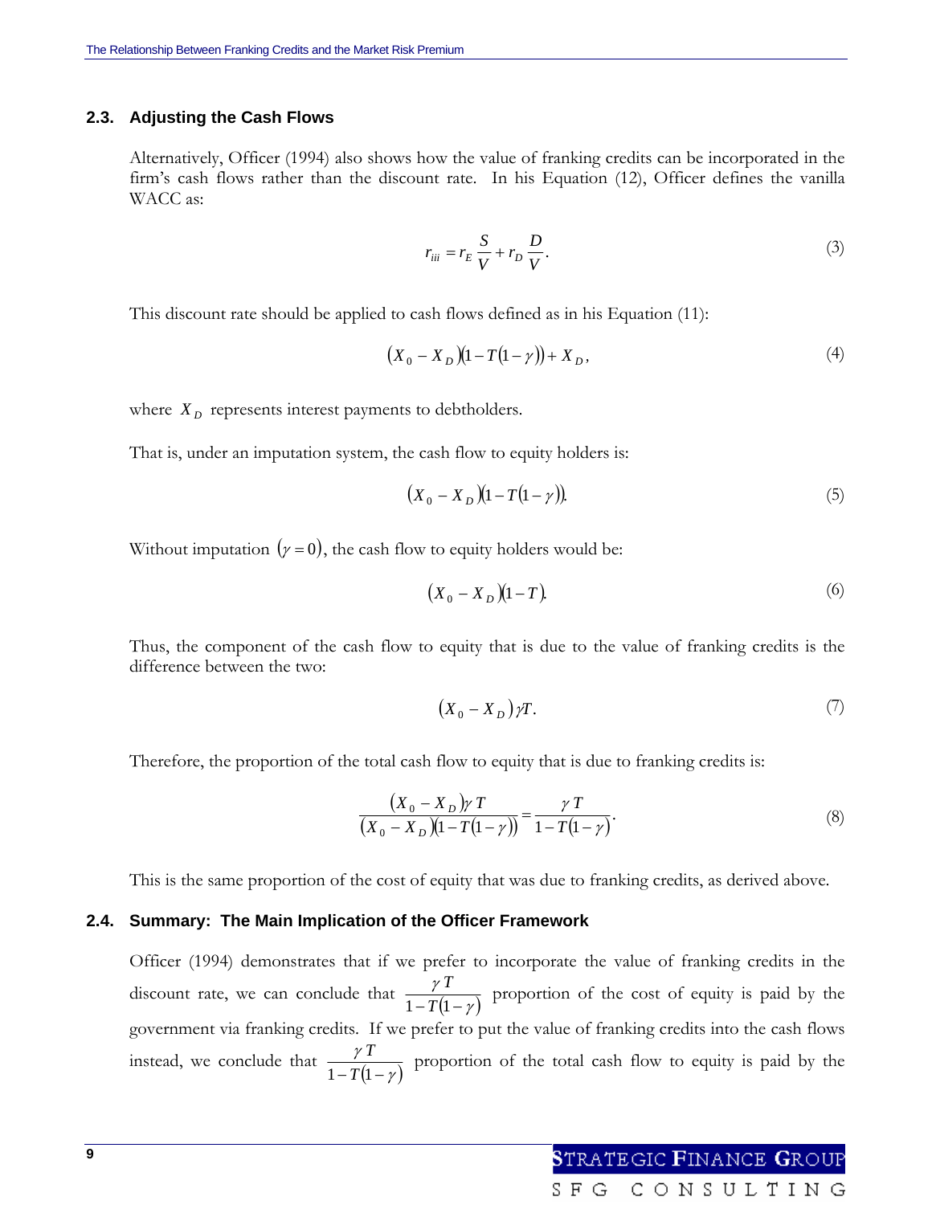### 2.3. Adjusting the Cash Flows

Alternatively, Officer (1994) also shows how the value of franking credits can be incorporated in the firm's cash flows rather than the discount rate. In his Equation (12), Officer defines the vanilla WACC as:

$$r_{iii} = r_E \frac{S}{V} + r_D \frac{D}{V}. \tag{3}$$

This discount rate should be applied to cash flows defined as in his Equation (11):

$$(X_0 - X_D)(1 - T(1-\gamma)) + X_D, \tag{4}$$

where $X_D$ represents interest payments to debtholders.

That is, under an imputation system, the cash flow to equity holders is:

$$(X_0 - X_D)(1 - T(1-\gamma)). \tag{5}$$

Without imputation $(\gamma = 0)$, the cash flow to equity holders would be:

$$(X_0 - X_D)(1 - T). \tag{6}$$

Thus, the component of the cash flow to equity that is due to the value of franking credits is the difference between the two:

$$(X_0 - X_D)\gamma T. \tag{7}$$

Therefore, the proportion of the total cash flow to equity that is due to franking credits is:

$$\frac{(X_0 - X_D)\gamma T}{(X_0 - X_D)(1 - T(1-\gamma))} = \frac{\gamma T}{1 - T(1-\gamma)}. \tag{8}$$

This is the same proportion of the cost of equity that was due to franking credits, as derived above.

### 2.4. Summary: The Main Implication of the Officer Framework

Officer (1994) demonstrates that if we prefer to incorporate the value of franking credits in the discount rate, we can conclude that $\frac{\gamma T}{1 - T(1-\gamma)}$ proportion of the cost of equity is paid by the government via franking credits. If we prefer to put the value of franking credits into the cash flows instead, we conclude that $\frac{\gamma T}{1 - T(1-\gamma)}$ proportion of the total cash flow to equity is paid by the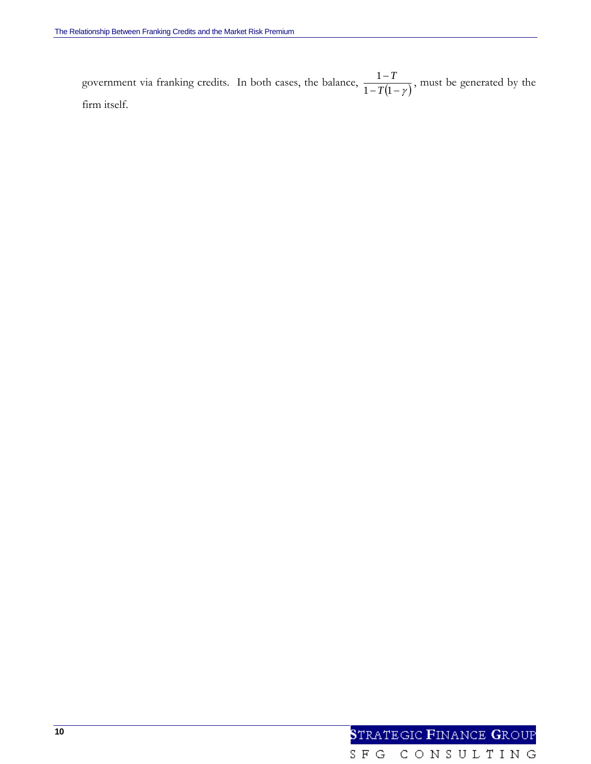government via franking credits. In both cases, the balance, $\frac{1-T}{1-T(1-\gamma)}$, must be generated by the firm itself.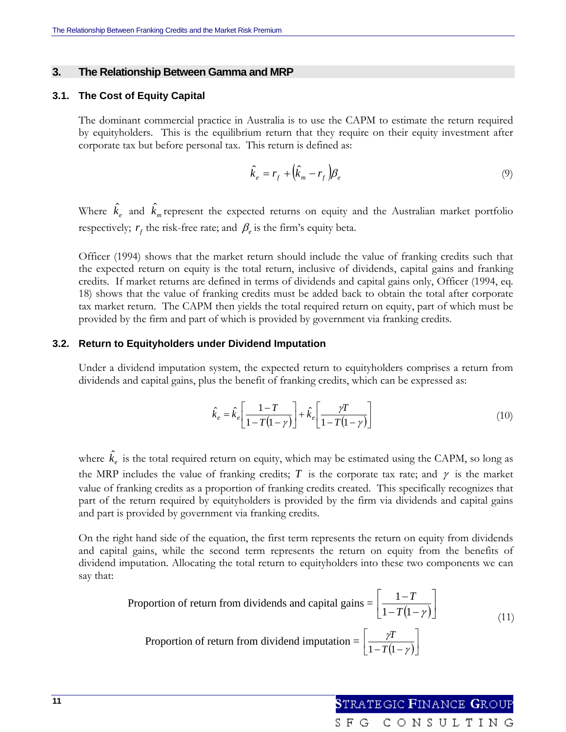## 3. The Relationship Between Gamma and MRP

### 3.1. The Cost of Equity Capital

The dominant commercial practice in Australia is to use the CAPM to estimate the return required by equityholders. This is the equilibrium return that they require on their equity investment after corporate tax but before personal tax. This return is defined as:

$$\hat{k}_e = r_f + \left(\hat{k}_m - r_f\right)\beta_e \tag{9}$$

Where $\hat{k}_e$ and $\hat{k}_m$ represent the expected returns on equity and the Australian market portfolio respectively; $r_f$ the risk-free rate; and $\beta_e$ is the firm's equity beta.

Officer (1994) shows that the market return should include the value of franking credits such that the expected return on equity is the total return, inclusive of dividends, capital gains and franking credits. If market returns are defined in terms of dividends and capital gains only, Officer (1994, eq. 18) shows that the value of franking credits must be added back to obtain the total after corporate tax market return. The CAPM then yields the total required return on equity, part of which must be provided by the firm and part of which is provided by government via franking credits.

### 3.2. Return to Equityholders under Dividend Imputation

Under a dividend imputation system, the expected return to equityholders comprises a return from dividends and capital gains, plus the benefit of franking credits, which can be expressed as:

$$\hat{k}_e = \hat{k}_e\left[\frac{1-T}{1-T(1-\gamma)}\right] + \hat{k}_e\left[\frac{\gamma T}{1-T(1-\gamma)}\right] \tag{10}$$

where $\hat{k}_e$ is the total required return on equity, which may be estimated using the CAPM, so long as the MRP includes the value of franking credits; $T$ is the corporate tax rate; and $\gamma$ is the market value of franking credits as a proportion of franking credits created. This specifically recognizes that part of the return required by equityholders is provided by the firm via dividends and capital gains and part is provided by government via franking credits.

On the right hand side of the equation, the first term represents the return on equity from dividends and capital gains, while the second term represents the return on equity from the benefits of dividend imputation. Allocating the total return to equityholders into these two components we can say that:

$$\text{Proportion of return from dividends and capital gains} = \left[\frac{1-T}{1-T(1-\gamma)}\right]$$

$$\text{Proportion of return from dividend imputation} = \left[\frac{\gamma T}{1-T(1-\gamma)}\right] \tag{11}$$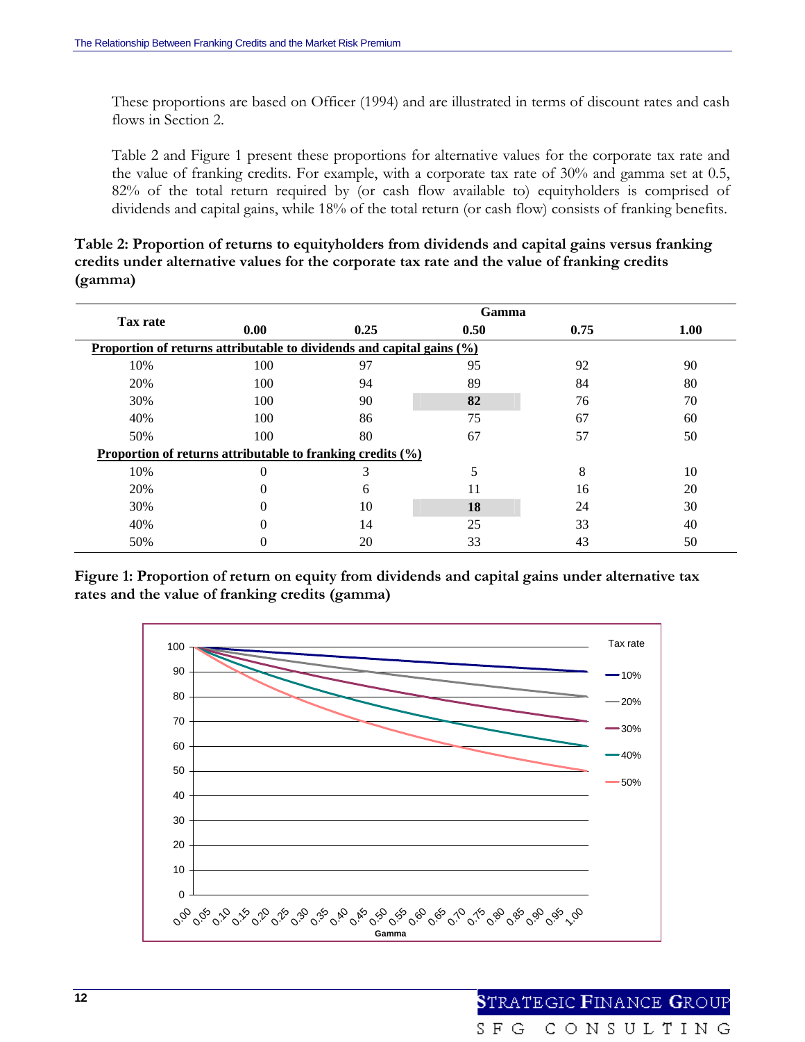These proportions are based on Officer (1994) and are illustrated in terms of discount rates and cash flows in Section 2.

Table 2 and Figure 1 present these proportions for alternative values for the corporate tax rate and the value of franking credits. For example, with a corporate tax rate of 30% and gamma set at 0.5, 82% of the total return required by (or cash flow available to) equityholders is comprised of dividends and capital gains, while 18% of the total return (or cash flow) consists of franking benefits.

**Table 2: Proportion of returns to equityholders from dividends and capital gains versus franking credits under alternative values for the corporate tax rate and the value of franking credits (gamma)**

| Tax rate | Gamma | | | | |
|---|---|---|---|---|---|
| | 0.00 | 0.25 | 0.50 | 0.75 | 1.00 |
| **Proportion of returns attributable to dividends and capital gains (%)** | | | | | |
| 10% | 100 | 97 | 95 | 92 | 90 |
| 20% | 100 | 94 | 89 | 84 | 80 |
| 30% | 100 | 90 | **82** | 76 | 70 |
| 40% | 100 | 86 | 75 | 67 | 60 |
| 50% | 100 | 80 | 67 | 57 | 50 |
| **Proportion of returns attributable to franking credits (%)** | | | | | |
| 10% | 0 | 3 | 5 | 8 | 10 |
| 20% | 0 | 6 | 11 | 16 | 20 |
| 30% | 0 | 10 | **18** | 24 | 30 |
| 40% | 0 | 14 | 25 | 33 | 40 |
| 50% | 0 | 20 | 33 | 43 | 50 |

**Figure 1: Proportion of return on equity from dividends and capital gains under alternative tax rates and the value of franking credits (gamma)**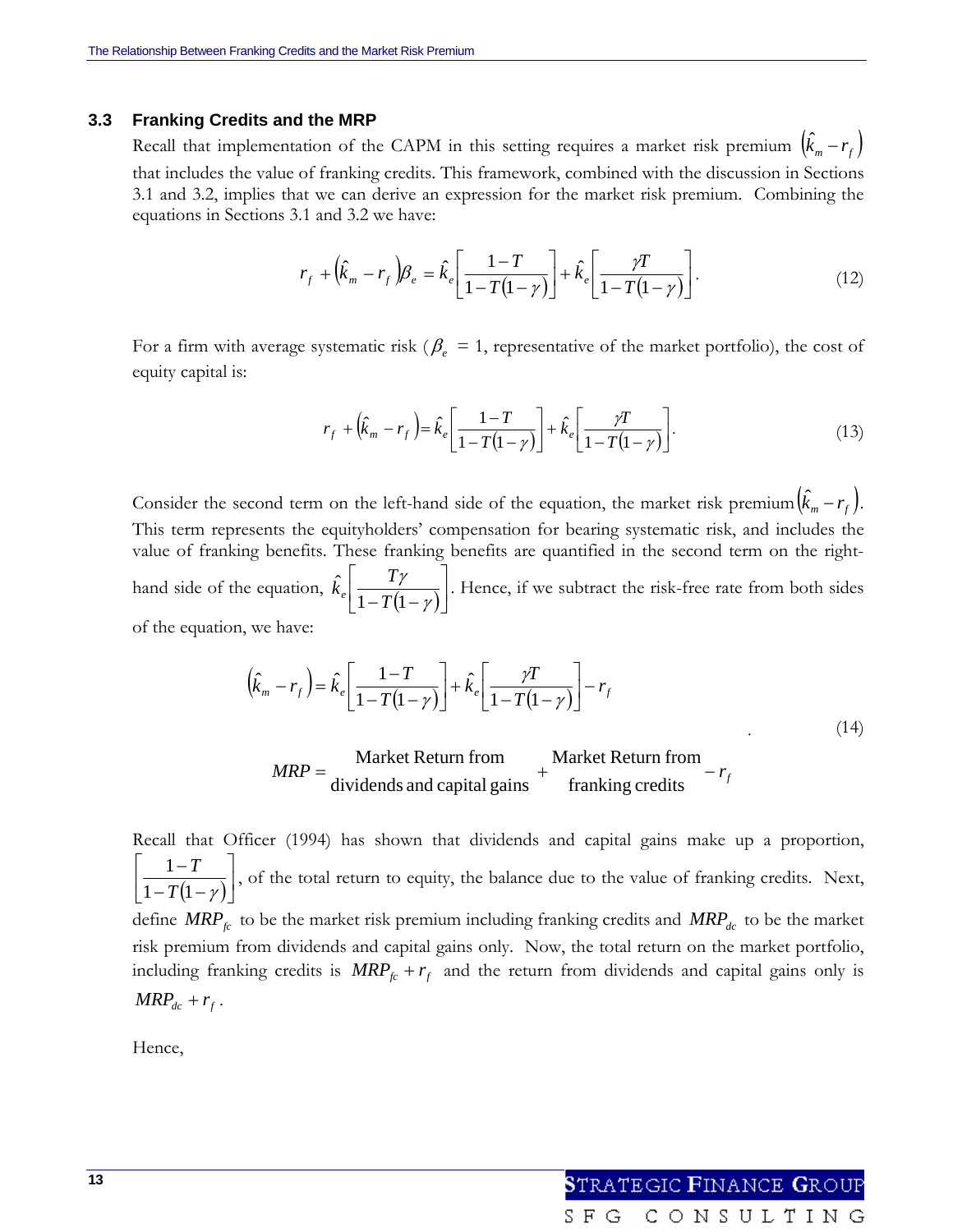### 3.3 Franking Credits and the MRP

Recall that implementation of the CAPM in this setting requires a market risk premium $\left(\hat{k}_m - r_f\right)$ that includes the value of franking credits. This framework, combined with the discussion in Sections 3.1 and 3.2, implies that we can derive an expression for the market risk premium. Combining the equations in Sections 3.1 and 3.2 we have:

$$r_f + \left(\hat{k}_m - r_f\right)\beta_e = \hat{k}_e\left[\frac{1-T}{1-T(1-\gamma)}\right] + \hat{k}_e\left[\frac{\gamma T}{1-T(1-\gamma)}\right]. \tag{12}$$

For a firm with average systematic risk ($\beta_e$ = 1, representative of the market portfolio), the cost of equity capital is:

$$r_f + \left(\hat{k}_m - r_f\right) = \hat{k}_e\left[\frac{1-T}{1-T(1-\gamma)}\right] + \hat{k}_e\left[\frac{\gamma T}{1-T(1-\gamma)}\right]. \tag{13}$$

Consider the second term on the left-hand side of the equation, the market risk premium $\left(\hat{k}_m - r_f\right)$. This term represents the equityholders' compensation for bearing systematic risk, and includes the value of franking benefits. These franking benefits are quantified in the second term on the right-hand side of the equation, $\hat{k}_e\left[\frac{T\gamma}{1-T(1-\gamma)}\right]$. Hence, if we subtract the risk-free rate from both sides of the equation, we have:

$$\begin{aligned}
\left(\hat{k}_m - r_f\right) &= \hat{k}_e\left[\frac{1-T}{1-T(1-\gamma)}\right] + \hat{k}_e\left[\frac{\gamma T}{1-T(1-\gamma)}\right] - r_f \\
MRP &= \begin{array}{c}\text{Market Return from}\\ \text{dividends and capital gains}\end{array} + \begin{array}{c}\text{Market Return from}\\ \text{franking credits}\end{array} - r_f
\end{aligned} \tag{14}$$

Recall that Officer (1994) has shown that dividends and capital gains make up a proportion, $\left[\frac{1-T}{1-T(1-\gamma)}\right]$, of the total return to equity, the balance due to the value of franking credits. Next, define $MRP_{fc}$ to be the market risk premium including franking credits and $MRP_{dc}$ to be the market risk premium from dividends and capital gains only. Now, the total return on the market portfolio, including franking credits is $MRP_{fc} + r_f$ and the return from dividends and capital gains only is $MRP_{dc} + r_f$.

Hence,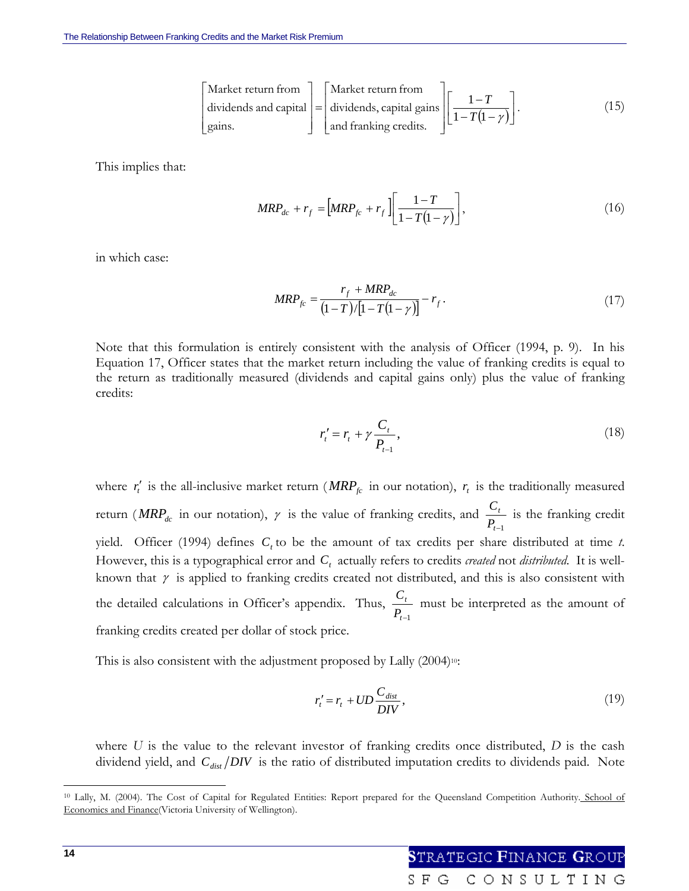$$\begin{bmatrix}\text{Market return from} \\ \text{dividends and capital} \\ \text{gains.}\end{bmatrix} = \begin{bmatrix}\text{Market return from} \\ \text{dividends, capital gains} \\ \text{and franking credits.}\end{bmatrix}\left[\frac{1-T}{1-T(1-\gamma)}\right]. \tag{15}$$

This implies that:

$$MRP_{dc} + r_f = \left[MRP_{fc} + r_f\right]\left[\frac{1-T}{1-T(1-\gamma)}\right], \tag{16}$$

in which case:

$$MRP_{fc} = \frac{r_f + MRP_{dc}}{(1-T)/\left[1-T(1-\gamma)\right]} - r_f. \tag{17}$$

Note that this formulation is entirely consistent with the analysis of Officer (1994, p. 9). In his Equation 17, Officer states that the market return including the value of franking credits is equal to the return as traditionally measured (dividends and capital gains only) plus the value of franking credits:

$$r_t' = r_t + \gamma \frac{C_t}{P_{t-1}}, \tag{18}$$

where $r_t'$ is the all-inclusive market return ($MRP_{fc}$ in our notation), $r_t$ is the traditionally measured return ($MRP_{dc}$ in our notation), $\gamma$ is the value of franking credits, and $\frac{C_t}{P_{t-1}}$ is the franking credit yield. Officer (1994) defines $C_t$ to be the amount of tax credits per share distributed at time *t*. However, this is a typographical error and $C_t$ actually refers to credits *created* not *distributed*. It is well-known that $\gamma$ is applied to franking credits created not distributed, and this is also consistent with the detailed calculations in Officer's appendix. Thus, $\frac{C_t}{P_{t-1}}$ must be interpreted as the amount of franking credits created per dollar of stock price.

This is also consistent with the adjustment proposed by Lally (2004)[10]:

$$r_t' = r_t + UD\frac{C_{dist}}{DIV}, \tag{19}$$

where $U$ is the value to the relevant investor of franking credits once distributed, $D$ is the cash dividend yield, and $C_{dist}/DIV$ is the ratio of distributed imputation credits to dividends paid. Note

---

[10] Lally, M. (2004). The Cost of Capital for Regulated Entities: Report prepared for the Queensland Competition Authority. School of Economics and Finance(Victoria University of Wellington).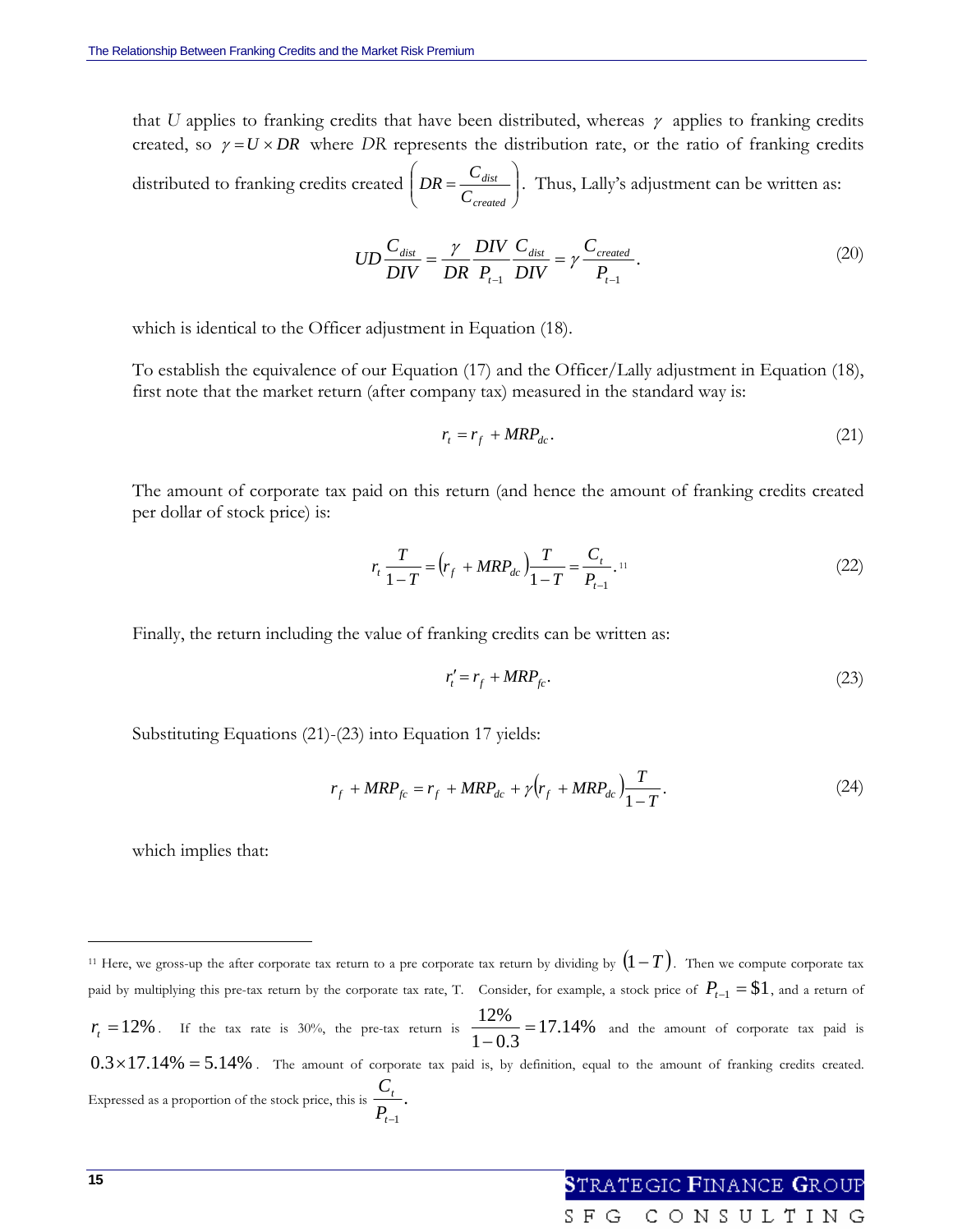that $U$ applies to franking credits that have been distributed, whereas $\gamma$ applies to franking credits created, so $\gamma = U \times DR$ where $DR$ represents the distribution rate, or the ratio of franking credits distributed to franking credits created $\left( DR = \frac{C_{dist}}{C_{created}} \right)$. Thus, Lally's adjustment can be written as:

$$UD\frac{C_{dist}}{DIV} = \frac{\gamma}{DR}\frac{DIV}{P_{t-1}}\frac{C_{dist}}{DIV} = \gamma\frac{C_{created}}{P_{t-1}}. \tag{20}$$

which is identical to the Officer adjustment in Equation (18).

To establish the equivalence of our Equation (17) and the Officer/Lally adjustment in Equation (18), first note that the market return (after company tax) measured in the standard way is:

$$r_t = r_f + MRP_{dc}. \tag{21}$$

The amount of corporate tax paid on this return (and hence the amount of franking credits created per dollar of stock price) is:

$$r_t \frac{T}{1-T} = \left(r_f + MRP_{dc}\right)\frac{T}{1-T} = \frac{C_t}{P_{t-1}}.[11] \tag{22}$$

Finally, the return including the value of franking credits can be written as:

$$r_t' = r_f + MRP_{fc}. \tag{23}$$

Substituting Equations (21)-(23) into Equation 17 yields:

$$r_f + MRP_{fc} = r_f + MRP_{dc} + \gamma\left(r_f + MRP_{dc}\right)\frac{T}{1-T}. \tag{24}$$

which implies that:

---

[11] Here, we gross-up the after corporate tax return to a pre corporate tax return by dividing by $(1-T)$. Then we compute corporate tax paid by multiplying this pre-tax return by the corporate tax rate, T. Consider, for example, a stock price of $P_{t-1} = \$1$, and a return of $r_t = 12\%$. If the tax rate is 30%, the pre-tax return is $\frac{12\%}{1-0.3} = 17.14\%$ and the amount of corporate tax paid is $0.3 \times 17.14\% = 5.14\%$. The amount of corporate tax paid is, by definition, equal to the amount of franking credits created. Expressed as a proportion of the stock price, this is $\frac{C_t}{P_{t-1}}$.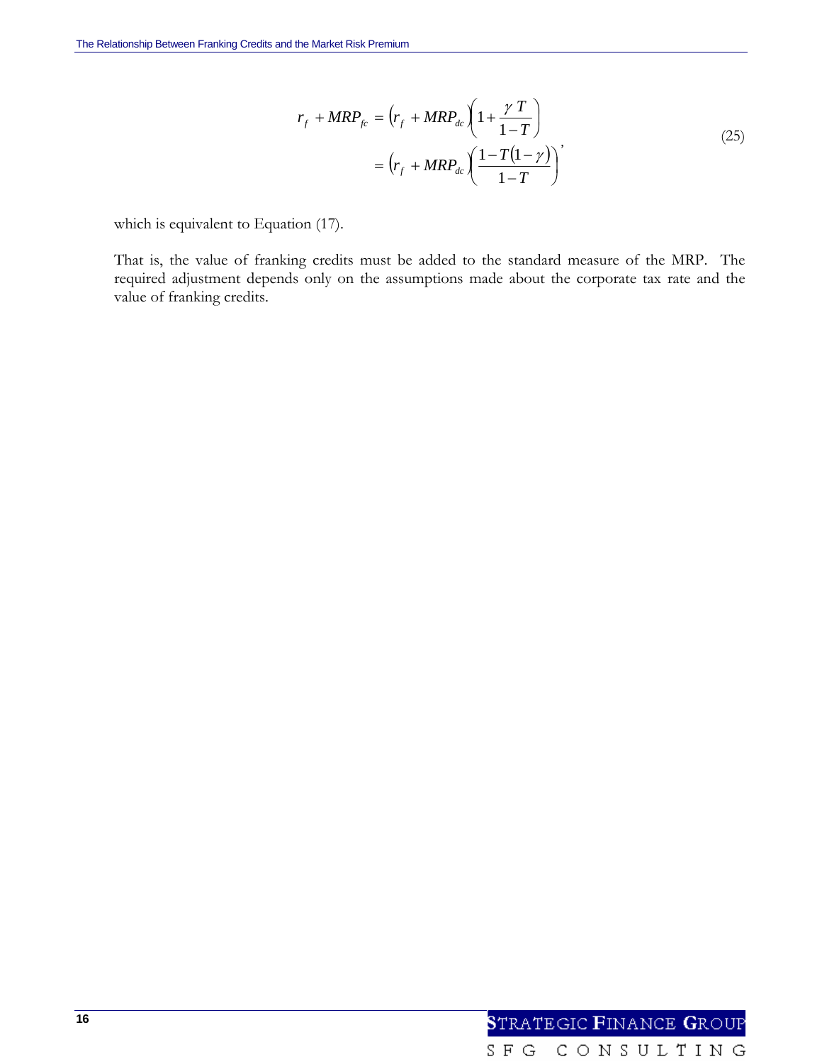$$r_f + MRP_{fc} = \left(r_f + MRP_{dc}\right)\left(1 + \frac{\gamma T}{1-T}\right)$$
$$= \left(r_f + MRP_{dc}\right)\left(\frac{1-T(1-\gamma)}{1-T}\right), \tag{25}$$

which is equivalent to Equation (17).

That is, the value of franking credits must be added to the standard measure of the MRP. The required adjustment depends only on the assumptions made about the corporate tax rate and the value of franking credits.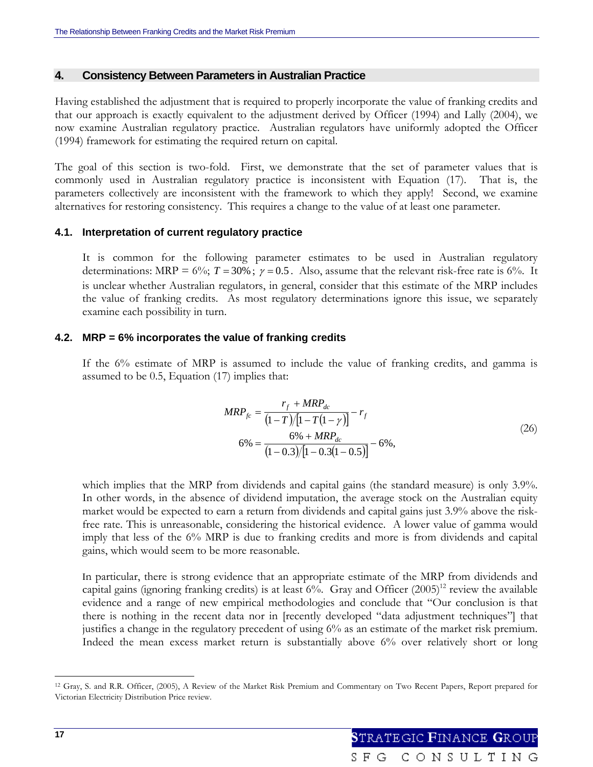## 4. Consistency Between Parameters in Australian Practice

Having established the adjustment that is required to properly incorporate the value of franking credits and that our approach is exactly equivalent to the adjustment derived by Officer (1994) and Lally (2004), we now examine Australian regulatory practice. Australian regulators have uniformly adopted the Officer (1994) framework for estimating the required return on capital.

The goal of this section is two-fold. First, we demonstrate that the set of parameter values that is commonly used in Australian regulatory practice is inconsistent with Equation (17). That is, the parameters collectively are inconsistent with the framework to which they apply! Second, we examine alternatives for restoring consistency. This requires a change to the value of at least one parameter.

### 4.1. Interpretation of current regulatory practice

It is common for the following parameter estimates to be used in Australian regulatory determinations: MRP = 6%; $T = 30\%$; $\gamma = 0.5$. Also, assume that the relevant risk-free rate is 6%. It is unclear whether Australian regulators, in general, consider that this estimate of the MRP includes the value of franking credits. As most regulatory determinations ignore this issue, we separately examine each possibility in turn.

### 4.2. MRP = 6% incorporates the value of franking credits

If the 6% estimate of MRP is assumed to include the value of franking credits, and gamma is assumed to be 0.5, Equation (17) implies that:

$$
\begin{aligned}
MRP_{fc} &= \frac{r_f + MRP_{dc}}{(1-T)/[1-T(1-\gamma)]} - r_f \\
6\% &= \frac{6\% + MRP_{dc}}{(1-0.3)/[1-0.3(1-0.5)]} - 6\%,
\end{aligned}
\tag{26}
$$

which implies that the MRP from dividends and capital gains (the standard measure) is only 3.9%. In other words, in the absence of dividend imputation, the average stock on the Australian equity market would be expected to earn a return from dividends and capital gains just 3.9% above the risk-free rate. This is unreasonable, considering the historical evidence. A lower value of gamma would imply that less of the 6% MRP is due to franking credits and more is from dividends and capital gains, which would seem to be more reasonable.

In particular, there is strong evidence that an appropriate estimate of the MRP from dividends and capital gains (ignoring franking credits) is at least 6%. Gray and Officer (2005)[12] review the available evidence and a range of new empirical methodologies and conclude that "Our conclusion is that there is nothing in the recent data nor in [recently developed "data adjustment techniques"] that justifies a change in the regulatory precedent of using 6% as an estimate of the market risk premium. Indeed the mean excess market return is substantially above 6% over relatively short or long

[12] Gray, S. and R.R. Officer, (2005), A Review of the Market Risk Premium and Commentary on Two Recent Papers, Report prepared for Victorian Electricity Distribution Price review.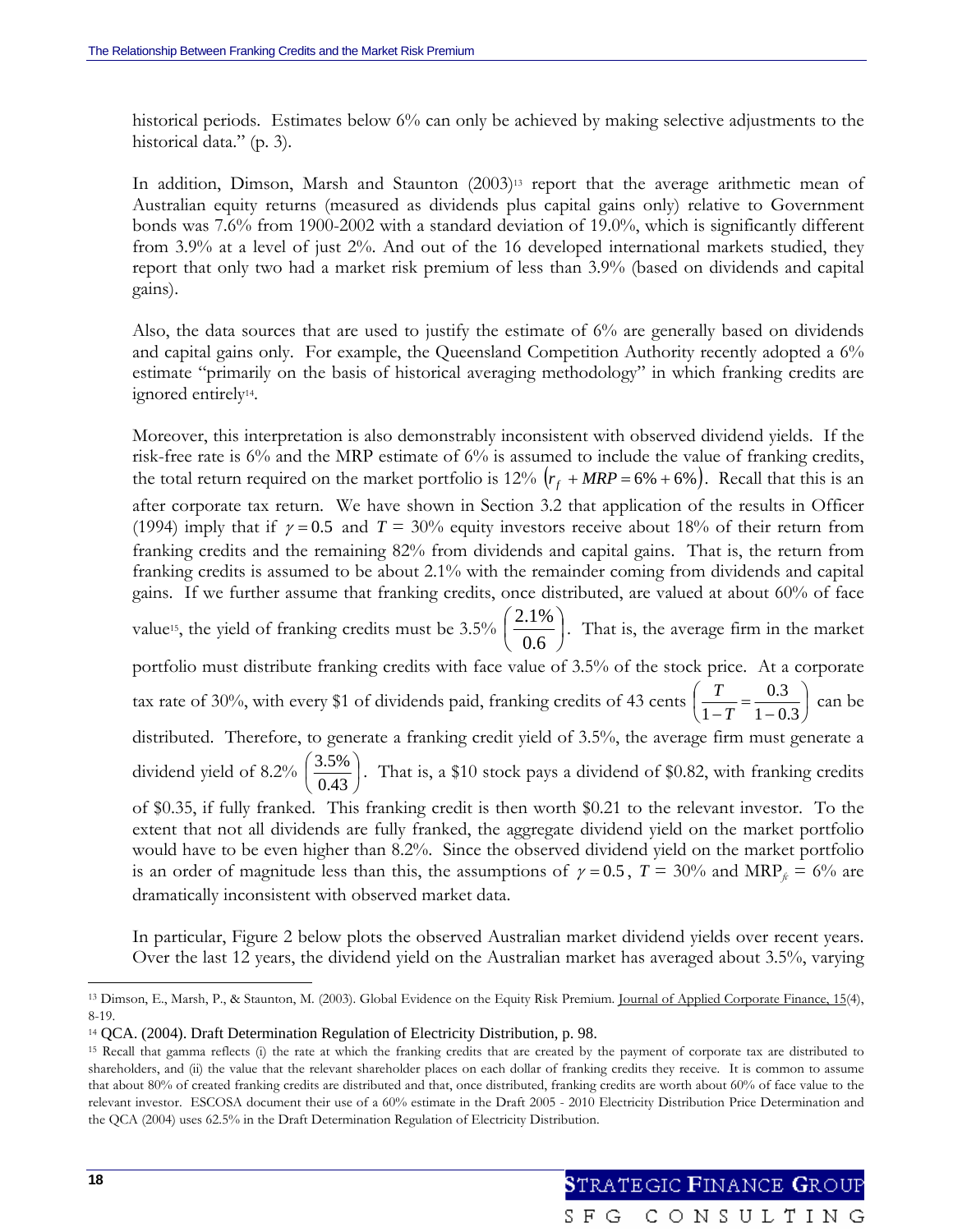historical periods. Estimates below 6% can only be achieved by making selective adjustments to the historical data." (p. 3).

In addition, Dimson, Marsh and Staunton (2003)[13] report that the average arithmetic mean of Australian equity returns (measured as dividends plus capital gains only) relative to Government bonds was 7.6% from 1900-2002 with a standard deviation of 19.0%, which is significantly different from 3.9% at a level of just 2%. And out of the 16 developed international markets studied, they report that only two had a market risk premium of less than 3.9% (based on dividends and capital gains).

Also, the data sources that are used to justify the estimate of 6% are generally based on dividends and capital gains only. For example, the Queensland Competition Authority recently adopted a 6% estimate "primarily on the basis of historical averaging methodology" in which franking credits are ignored entirely[14].

Moreover, this interpretation is also demonstrably inconsistent with observed dividend yields. If the risk-free rate is 6% and the MRP estimate of 6% is assumed to include the value of franking credits, the total return required on the market portfolio is 12% $\left(r_f + MRP = 6\% + 6\%\right)$. Recall that this is an after corporate tax return. We have shown in Section 3.2 that application of the results in Officer (1994) imply that if $\gamma = 0.5$ and $T$ = 30% equity investors receive about 18% of their return from franking credits and the remaining 82% from dividends and capital gains. That is, the return from franking credits is assumed to be about 2.1% with the remainder coming from dividends and capital gains. If we further assume that franking credits, once distributed, are valued at about 60% of face value[15], the yield of franking credits must be 3.5% $\left(\frac{2.1\%}{0.6}\right)$. That is, the average firm in the market portfolio must distribute franking credits with face value of 3.5% of the stock price. At a corporate tax rate of 30%, with every $1 of dividends paid, franking credits of 43 cents $\left(\frac{T}{1-T} = \frac{0.3}{1-0.3}\right)$ can be distributed. Therefore, to generate a franking credit yield of 3.5%, the average firm must generate a dividend yield of 8.2% $\left(\frac{3.5\%}{0.43}\right)$. That is, a $10 stock pays a dividend of $0.82, with franking credits of $0.35, if fully franked. This franking credit is then worth $0.21 to the relevant investor. To the extent that not all dividends are fully franked, the aggregate dividend yield on the market portfolio would have to be even higher than 8.2%. Since the observed dividend yield on the market portfolio is an order of magnitude less than this, the assumptions of $\gamma = 0.5$, $T$ = 30% and $MRP_{fc}$ = 6% are dramatically inconsistent with observed market data.

In particular, Figure 2 below plots the observed Australian market dividend yields over recent years. Over the last 12 years, the dividend yield on the Australian market has averaged about 3.5%, varying

---

[13] Dimson, E., Marsh, P., & Staunton, M. (2003). Global Evidence on the Equity Risk Premium. Journal of Applied Corporate Finance, 15(4), 8-19.

[14] QCA. (2004). Draft Determination Regulation of Electricity Distribution, p. 98.

[15] Recall that gamma reflects (i) the rate at which the franking credits that are created by the payment of corporate tax are distributed to shareholders, and (ii) the value that the relevant shareholder places on each dollar of franking credits they receive. It is common to assume that about 80% of created franking credits are distributed and that, once distributed, franking credits are worth about 60% of face value to the relevant investor. ESCOSA document their use of a 60% estimate in the Draft 2005 - 2010 Electricity Distribution Price Determination and the QCA (2004) uses 62.5% in the Draft Determination Regulation of Electricity Distribution.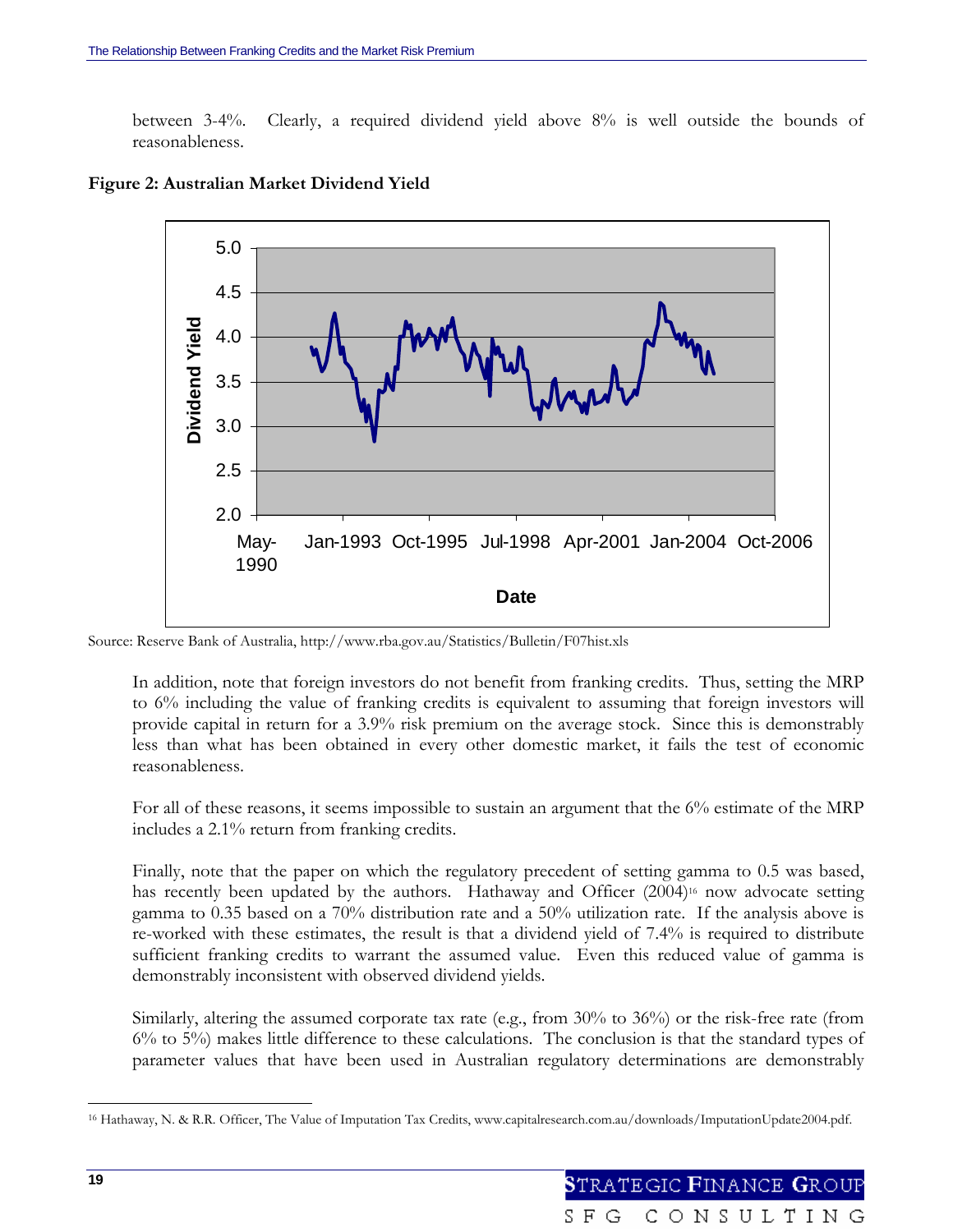between 3-4%. Clearly, a required dividend yield above 8% is well outside the bounds of reasonableness.

**Figure 2: Australian Market Dividend Yield**

Source: Reserve Bank of Australia, http://www.rba.gov.au/Statistics/Bulletin/F07hist.xls

In addition, note that foreign investors do not benefit from franking credits. Thus, setting the MRP to 6% including the value of franking credits is equivalent to assuming that foreign investors will provide capital in return for a 3.9% risk premium on the average stock. Since this is demonstrably less than what has been obtained in every other domestic market, it fails the test of economic reasonableness.

For all of these reasons, it seems impossible to sustain an argument that the 6% estimate of the MRP includes a 2.1% return from franking credits.

Finally, note that the paper on which the regulatory precedent of setting gamma to 0.5 was based, has recently been updated by the authors. Hathaway and Officer (2004)[16] now advocate setting gamma to 0.35 based on a 70% distribution rate and a 50% utilization rate. If the analysis above is re-worked with these estimates, the result is that a dividend yield of 7.4% is required to distribute sufficient franking credits to warrant the assumed value. Even this reduced value of gamma is demonstrably inconsistent with observed dividend yields.

Similarly, altering the assumed corporate tax rate (e.g., from 30% to 36%) or the risk-free rate (from 6% to 5%) makes little difference to these calculations. The conclusion is that the standard types of parameter values that have been used in Australian regulatory determinations are demonstrably

[16] Hathaway, N. & R.R. Officer, The Value of Imputation Tax Credits, www.capitalresearch.com.au/downloads/ImputationUpdate2004.pdf.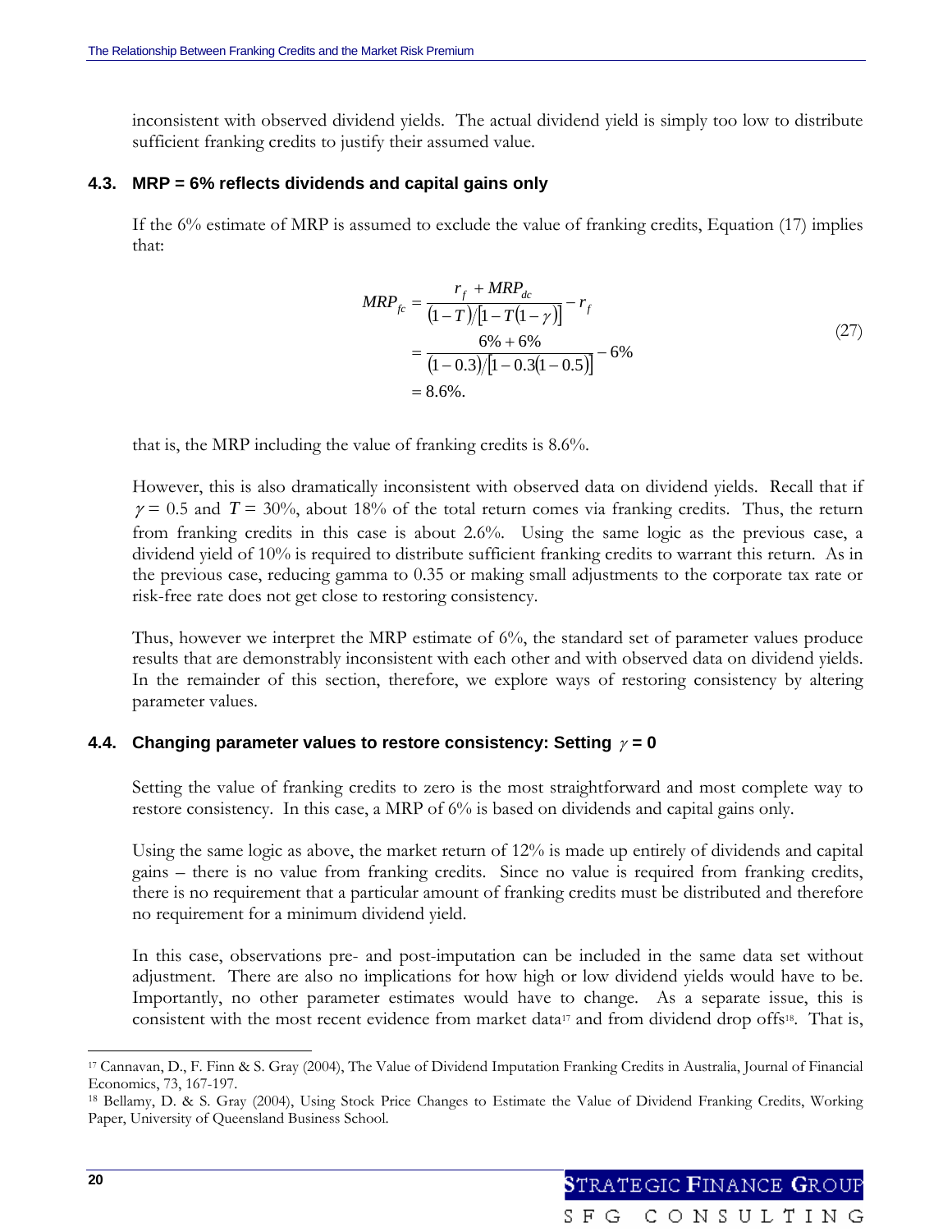inconsistent with observed dividend yields. The actual dividend yield is simply too low to distribute sufficient franking credits to justify their assumed value.

### 4.3. MRP = 6% reflects dividends and capital gains only

If the 6% estimate of MRP is assumed to exclude the value of franking credits, Equation (17) implies that:

$$
\begin{aligned}
MRP_{fc} &= \frac{r_f + MRP_{dc}}{(1-T)/[1-T(1-\gamma)]} - r_f \\
&= \frac{6\% + 6\%}{(1-0.3)/[1-0.3(1-0.5)]} - 6\% \\
&= 8.6\%.
\end{aligned}
\tag{27}
$$

that is, the MRP including the value of franking credits is 8.6%.

However, this is also dramatically inconsistent with observed data on dividend yields. Recall that if $\gamma = 0.5$ and $T = 30\%$, about 18% of the total return comes via franking credits. Thus, the return from franking credits in this case is about 2.6%. Using the same logic as the previous case, a dividend yield of 10% is required to distribute sufficient franking credits to warrant this return. As in the previous case, reducing gamma to 0.35 or making small adjustments to the corporate tax rate or risk-free rate does not get close to restoring consistency.

Thus, however we interpret the MRP estimate of 6%, the standard set of parameter values produce results that are demonstrably inconsistent with each other and with observed data on dividend yields. In the remainder of this section, therefore, we explore ways of restoring consistency by altering parameter values.

### 4.4. Changing parameter values to restore consistency: Setting $\gamma = 0$

Setting the value of franking credits to zero is the most straightforward and most complete way to restore consistency. In this case, a MRP of 6% is based on dividends and capital gains only.

Using the same logic as above, the market return of 12% is made up entirely of dividends and capital gains – there is no value from franking credits. Since no value is required from franking credits, there is no requirement that a particular amount of franking credits must be distributed and therefore no requirement for a minimum dividend yield.

In this case, observations pre- and post-imputation can be included in the same data set without adjustment. There are also no implications for how high or low dividend yields would have to be. Importantly, no other parameter estimates would have to change. As a separate issue, this is consistent with the most recent evidence from market data[17] and from dividend drop offs[18]. That is,

---

[17] Cannavan, D., F. Finn & S. Gray (2004), The Value of Dividend Imputation Franking Credits in Australia, Journal of Financial Economics, 73, 167-197.

[18] Bellamy, D. & S. Gray (2004), Using Stock Price Changes to Estimate the Value of Dividend Franking Credits, Working Paper, University of Queensland Business School.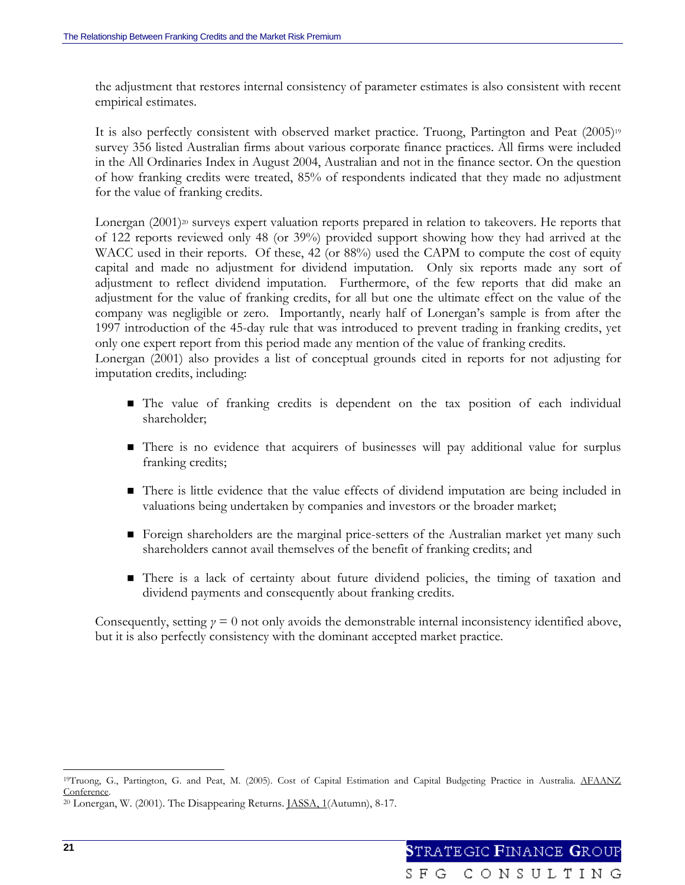the adjustment that restores internal consistency of parameter estimates is also consistent with recent empirical estimates.

It is also perfectly consistent with observed market practice. Truong, Partington and Peat (2005)[19] survey 356 listed Australian firms about various corporate finance practices. All firms were included in the All Ordinaries Index in August 2004, Australian and not in the finance sector. On the question of how franking credits were treated, 85% of respondents indicated that they made no adjustment for the value of franking credits.

Lonergan (2001)[20] surveys expert valuation reports prepared in relation to takeovers. He reports that of 122 reports reviewed only 48 (or 39%) provided support showing how they had arrived at the WACC used in their reports. Of these, 42 (or 88%) used the CAPM to compute the cost of equity capital and made no adjustment for dividend imputation. Only six reports made any sort of adjustment to reflect dividend imputation. Furthermore, of the few reports that did make an adjustment for the value of franking credits, for all but one the ultimate effect on the value of the company was negligible or zero. Importantly, nearly half of Lonergan's sample is from after the 1997 introduction of the 45-day rule that was introduced to prevent trading in franking credits, yet only one expert report from this period made any mention of the value of franking credits.
Lonergan (2001) also provides a list of conceptual grounds cited in reports for not adjusting for imputation credits, including:

- The value of franking credits is dependent on the tax position of each individual shareholder;
- There is no evidence that acquirers of businesses will pay additional value for surplus franking credits;
- There is little evidence that the value effects of dividend imputation are being included in valuations being undertaken by companies and investors or the broader market;
- Foreign shareholders are the marginal price-setters of the Australian market yet many such shareholders cannot avail themselves of the benefit of franking credits; and
- There is a lack of certainty about future dividend policies, the timing of taxation and dividend payments and consequently about franking credits.

Consequently, setting $\gamma = 0$ not only avoids the demonstrable internal inconsistency identified above, but it is also perfectly consistency with the dominant accepted market practice.

---

[19] Truong, G., Partington, G. and Peat, M. (2005). Cost of Capital Estimation and Capital Budgeting Practice in Australia. AFAANZ Conference.
[20] Lonergan, W. (2001). The Disappearing Returns. JASSA, 1(Autumn), 8-17.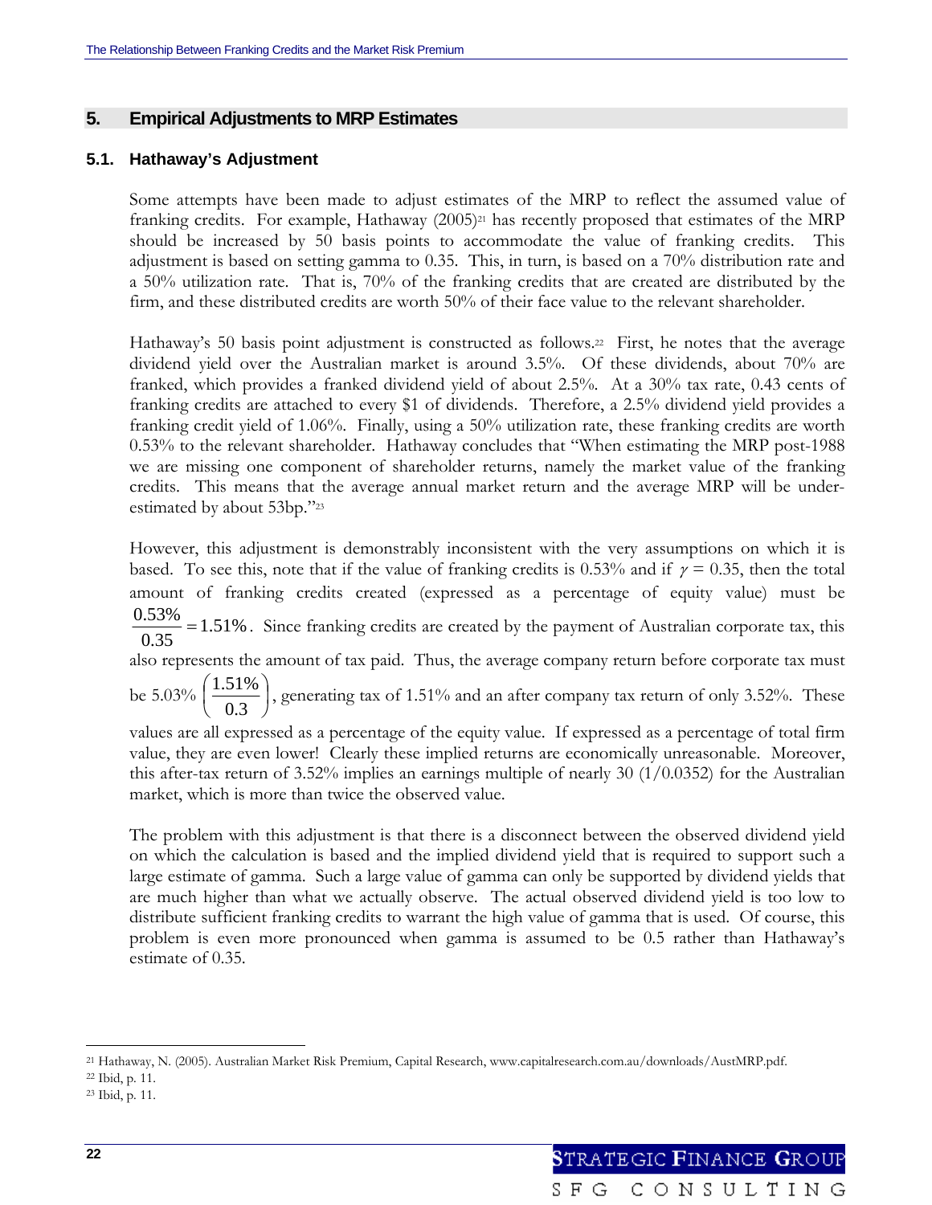## 5. Empirical Adjustments to MRP Estimates

### 5.1. Hathaway's Adjustment

Some attempts have been made to adjust estimates of the MRP to reflect the assumed value of franking credits. For example, Hathaway (2005)[21] has recently proposed that estimates of the MRP should be increased by 50 basis points to accommodate the value of franking credits. This adjustment is based on setting gamma to 0.35. This, in turn, is based on a 70% distribution rate and a 50% utilization rate. That is, 70% of the franking credits that are created are distributed by the firm, and these distributed credits are worth 50% of their face value to the relevant shareholder.

Hathaway's 50 basis point adjustment is constructed as follows.[22] First, he notes that the average dividend yield over the Australian market is around 3.5%. Of these dividends, about 70% are franked, which provides a franked dividend yield of about 2.5%. At a 30% tax rate, 0.43 cents of franking credits are attached to every $1 of dividends. Therefore, a 2.5% dividend yield provides a franking credit yield of 1.06%. Finally, using a 50% utilization rate, these franking credits are worth 0.53% to the relevant shareholder. Hathaway concludes that "When estimating the MRP post-1988 we are missing one component of shareholder returns, namely the market value of the franking credits. This means that the average annual market return and the average MRP will be under-estimated by about 53bp."[23]

However, this adjustment is demonstrably inconsistent with the very assumptions on which it is based. To see this, note that if the value of franking credits is 0.53% and if $\gamma = 0.35$, then the total amount of franking credits created (expressed as a percentage of equity value) must be $\frac{0.53\%}{0.35} = 1.51\%$. Since franking credits are created by the payment of Australian corporate tax, this also represents the amount of tax paid. Thus, the average company return before corporate tax must be 5.03% $\left(\frac{1.51\%}{0.3}\right)$, generating tax of 1.51% and an after company tax return of only 3.52%. These values are all expressed as a percentage of the equity value. If expressed as a percentage of total firm value, they are even lower! Clearly these implied returns are economically unreasonable. Moreover, this after-tax return of 3.52% implies an earnings multiple of nearly 30 (1/0.0352) for the Australian market, which is more than twice the observed value.

The problem with this adjustment is that there is a disconnect between the observed dividend yield on which the calculation is based and the implied dividend yield that is required to support such a large estimate of gamma. Such a large value of gamma can only be supported by dividend yields that are much higher than what we actually observe. The actual observed dividend yield is too low to distribute sufficient franking credits to warrant the high value of gamma that is used. Of course, this problem is even more pronounced when gamma is assumed to be 0.5 rather than Hathaway's estimate of 0.35.

---

[21] Hathaway, N. (2005). Australian Market Risk Premium, Capital Research, www.capitalresearch.com.au/downloads/AustMRP.pdf.

[22] Ibid, p. 11.

[23] Ibid, p. 11.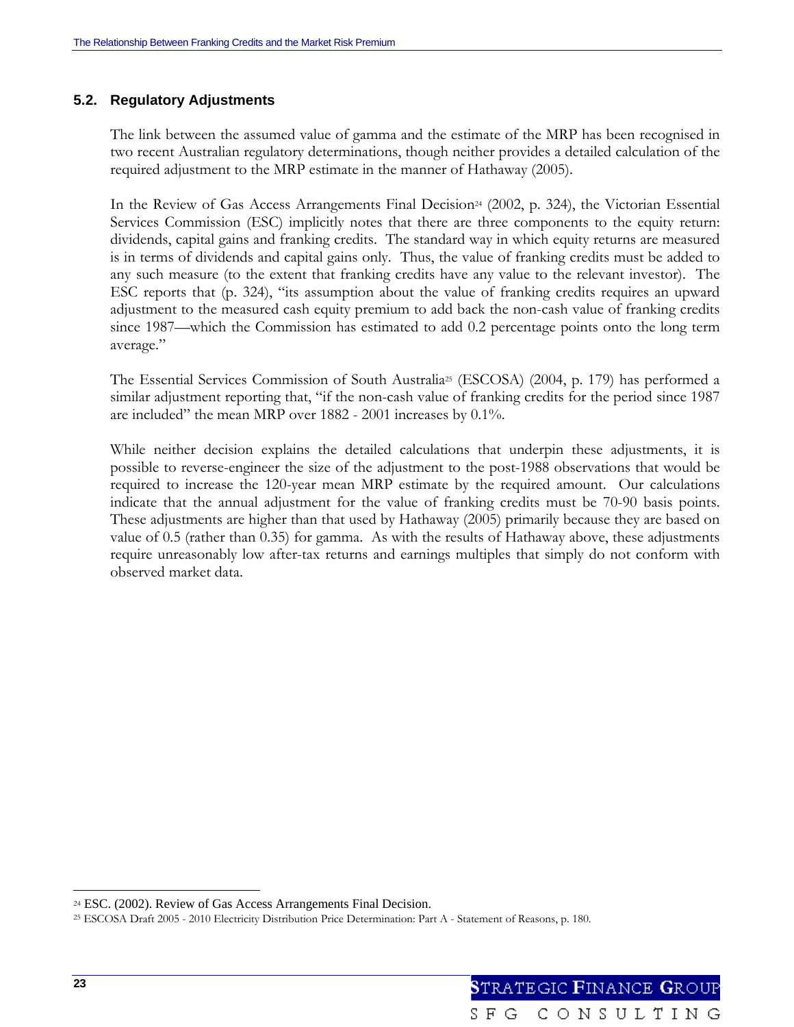### 5.2. Regulatory Adjustments

The link between the assumed value of gamma and the estimate of the MRP has been recognised in two recent Australian regulatory determinations, though neither provides a detailed calculation of the required adjustment to the MRP estimate in the manner of Hathaway (2005).

In the Review of Gas Access Arrangements Final Decision[24] (2002, p. 324), the Victorian Essential Services Commission (ESC) implicitly notes that there are three components to the equity return: dividends, capital gains and franking credits. The standard way in which equity returns are measured is in terms of dividends and capital gains only. Thus, the value of franking credits must be added to any such measure (to the extent that franking credits have any value to the relevant investor). The ESC reports that (p. 324), "its assumption about the value of franking credits requires an upward adjustment to the measured cash equity premium to add back the non-cash value of franking credits since 1987—which the Commission has estimated to add 0.2 percentage points onto the long term average."

The Essential Services Commission of South Australia[25] (ESCOSA) (2004, p. 179) has performed a similar adjustment reporting that, "if the non-cash value of franking credits for the period since 1987 are included" the mean MRP over 1882 - 2001 increases by 0.1%.

While neither decision explains the detailed calculations that underpin these adjustments, it is possible to reverse-engineer the size of the adjustment to the post-1988 observations that would be required to increase the 120-year mean MRP estimate by the required amount. Our calculations indicate that the annual adjustment for the value of franking credits must be 70-90 basis points. These adjustments are higher than that used by Hathaway (2005) primarily because they are based on value of 0.5 (rather than 0.35) for gamma. As with the results of Hathaway above, these adjustments require unreasonably low after-tax returns and earnings multiples that simply do not conform with observed market data.

---

[24] ESC. (2002). Review of Gas Access Arrangements Final Decision.

[25] ESCOSA Draft 2005 - 2010 Electricity Distribution Price Determination: Part A - Statement of Reasons, p. 180.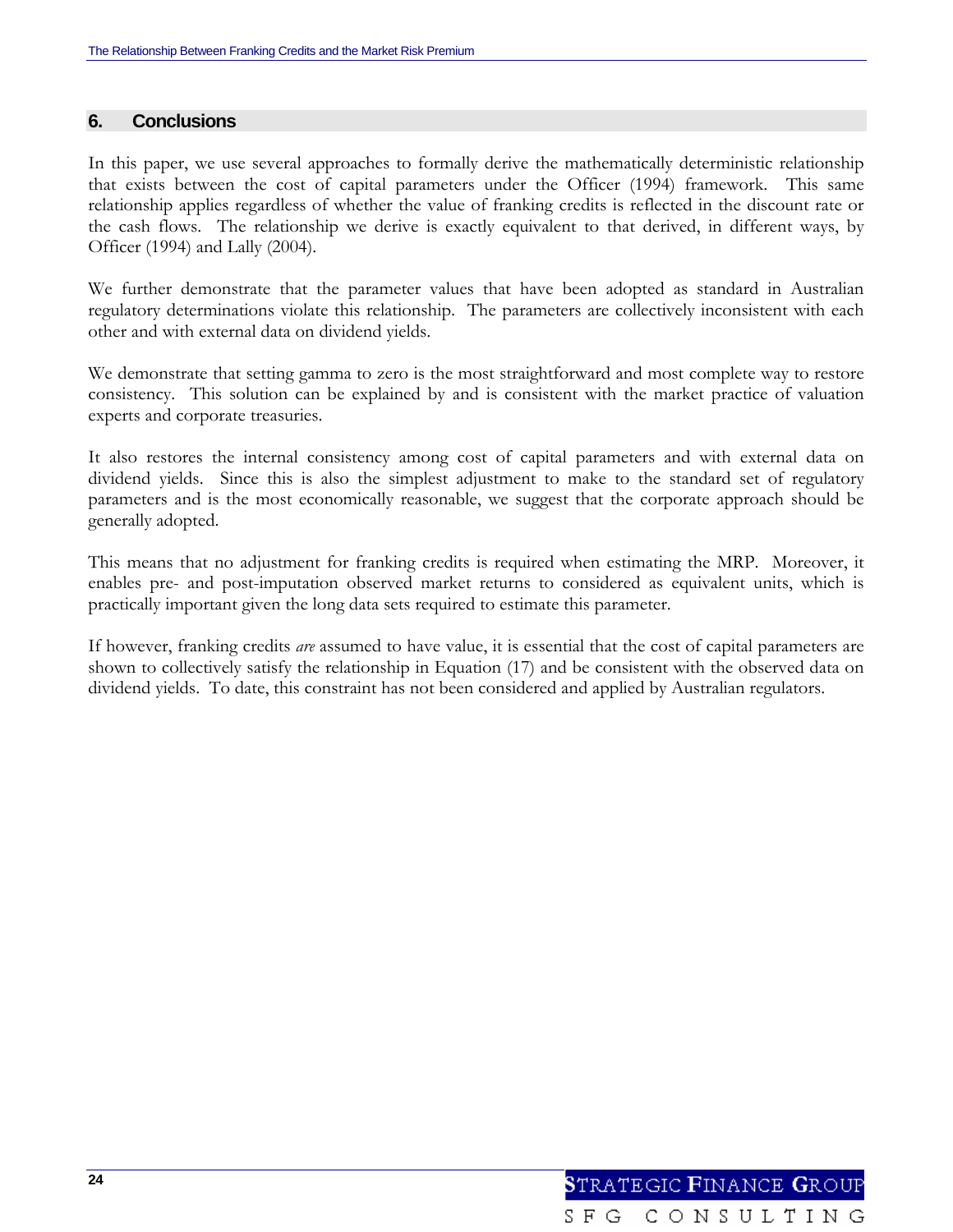## 6. Conclusions

In this paper, we use several approaches to formally derive the mathematically deterministic relationship that exists between the cost of capital parameters under the Officer (1994) framework. This same relationship applies regardless of whether the value of franking credits is reflected in the discount rate or the cash flows. The relationship we derive is exactly equivalent to that derived, in different ways, by Officer (1994) and Lally (2004).

We further demonstrate that the parameter values that have been adopted as standard in Australian regulatory determinations violate this relationship. The parameters are collectively inconsistent with each other and with external data on dividend yields.

We demonstrate that setting gamma to zero is the most straightforward and most complete way to restore consistency. This solution can be explained by and is consistent with the market practice of valuation experts and corporate treasuries.

It also restores the internal consistency among cost of capital parameters and with external data on dividend yields. Since this is also the simplest adjustment to make to the standard set of regulatory parameters and is the most economically reasonable, we suggest that the corporate approach should be generally adopted.

This means that no adjustment for franking credits is required when estimating the MRP. Moreover, it enables pre- and post-imputation observed market returns to considered as equivalent units, which is practically important given the long data sets required to estimate this parameter.

If however, franking credits *are* assumed to have value, it is essential that the cost of capital parameters are shown to collectively satisfy the relationship in Equation (17) and be consistent with the observed data on dividend yields. To date, this constraint has not been considered and applied by Australian regulators.